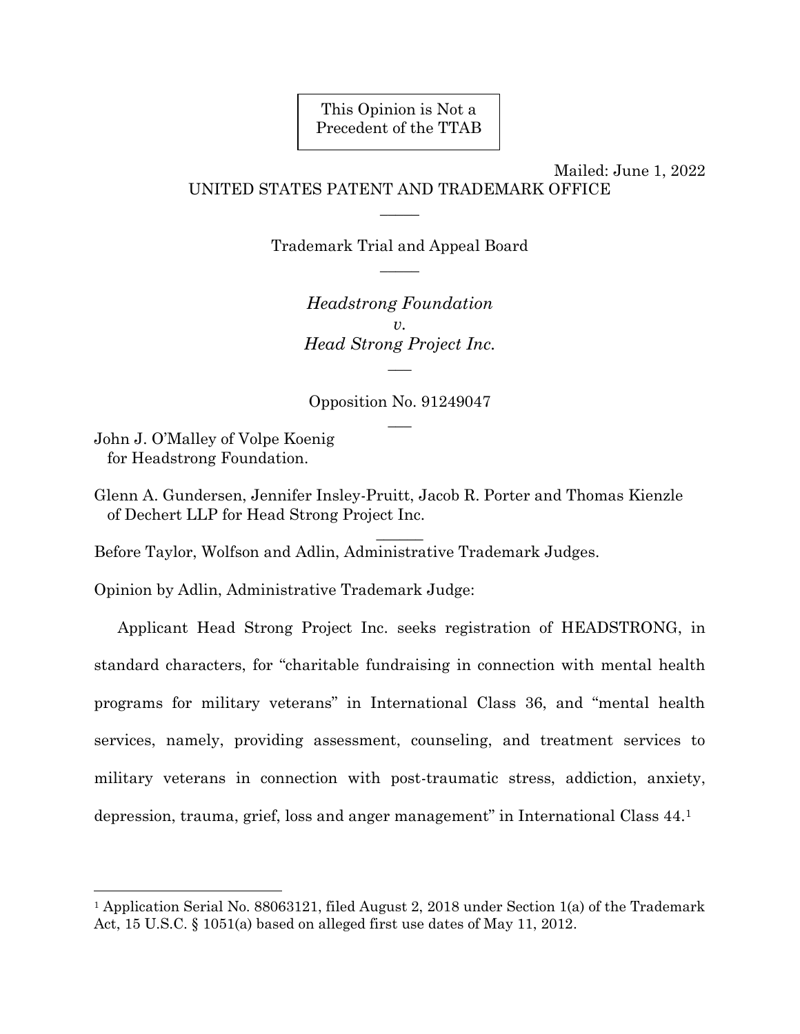This Opinion is Not a
Precedent of the TTAB

Mailed: June 1, 2022

UNITED STATES PATENT AND TRADEMARK OFFICE

\_\_\_\_\_

Trademark Trial and Appeal Board

\_\_\_\_\_

*Headstrong Foundation*
*v.*
*Head Strong Project Inc.*

\_\_\_\_\_

Opposition No. 91249047

\_\_\_\_\_

John J. O'Malley of Volpe Koenig
  for Headstrong Foundation.

Glenn A. Gundersen, Jennifer Insley-Pruitt, Jacob R. Porter and Thomas Kienzle
  of Dechert LLP for Head Strong Project Inc.

\_\_\_\_\_\_

Before Taylor, Wolfson and Adlin, Administrative Trademark Judges.

Opinion by Adlin, Administrative Trademark Judge:

Applicant Head Strong Project Inc. seeks registration of HEADSTRONG, in standard characters, for "charitable fundraising in connection with mental health programs for military veterans" in International Class 36, and "mental health services, namely, providing assessment, counseling, and treatment services to military veterans in connection with post-traumatic stress, addiction, anxiety, depression, trauma, grief, loss and anger management" in International Class 44.[1]

---

[1] Application Serial No. 88063121, filed August 2, 2018 under Section 1(a) of the Trademark Act, 15 U.S.C. § 1051(a) based on alleged first use dates of May 11, 2012.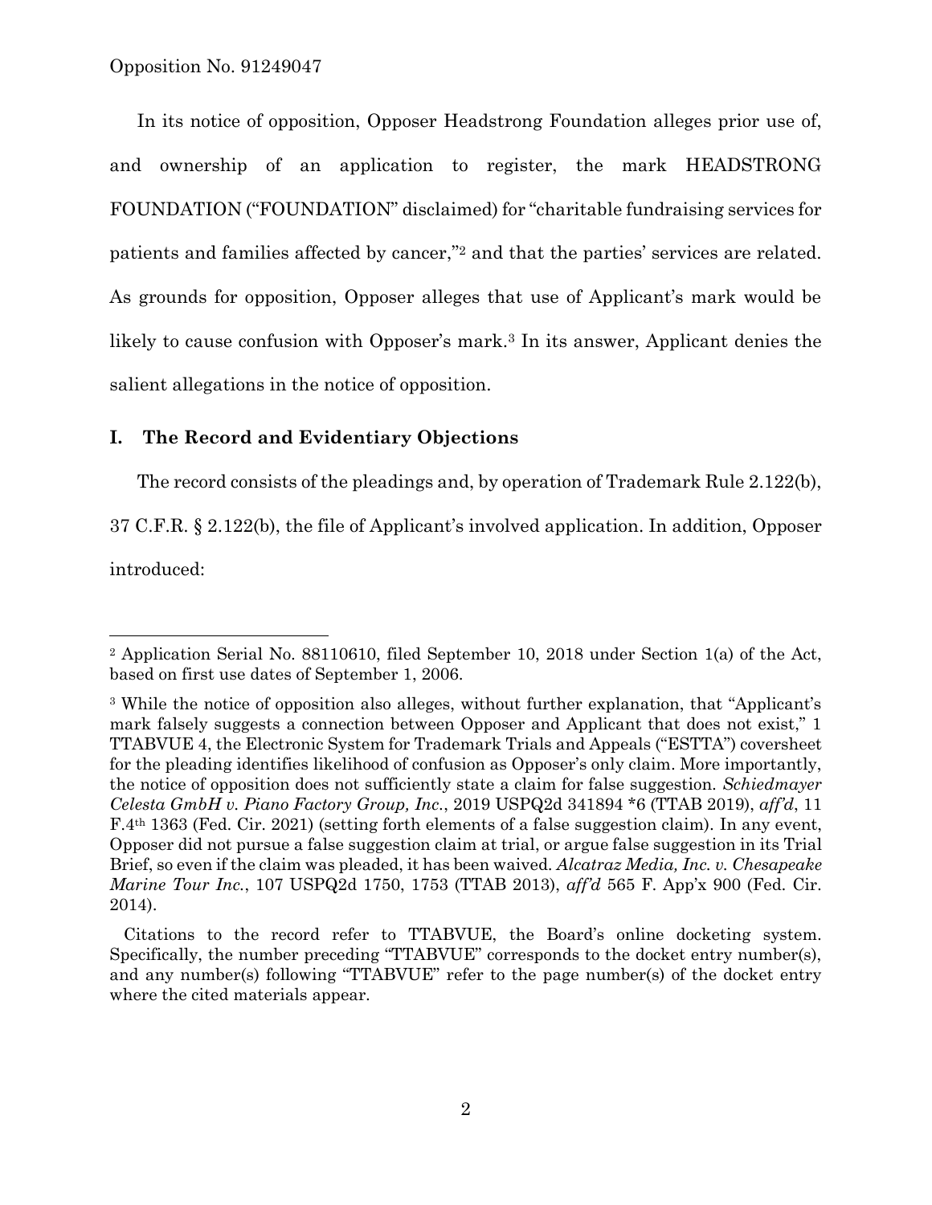In its notice of opposition, Opposer Headstrong Foundation alleges prior use of, and ownership of an application to register, the mark HEADSTRONG FOUNDATION ("FOUNDATION" disclaimed) for "charitable fundraising services for patients and families affected by cancer,"[2] and that the parties' services are related. As grounds for opposition, Opposer alleges that use of Applicant's mark would be likely to cause confusion with Opposer's mark.[3] In its answer, Applicant denies the salient allegations in the notice of opposition.

## I. The Record and Evidentiary Objections

The record consists of the pleadings and, by operation of Trademark Rule 2.122(b), 37 C.F.R. § 2.122(b), the file of Applicant's involved application. In addition, Opposer introduced:

---

[2] Application Serial No. 88110610, filed September 10, 2018 under Section 1(a) of the Act, based on first use dates of September 1, 2006.

[3] While the notice of opposition also alleges, without further explanation, that "Applicant's mark falsely suggests a connection between Opposer and Applicant that does not exist," 1 TTABVUE 4, the Electronic System for Trademark Trials and Appeals ("ESTTA") coversheet for the pleading identifies likelihood of confusion as Opposer's only claim. More importantly, the notice of opposition does not sufficiently state a claim for false suggestion. *Schiedmayer Celesta GmbH v. Piano Factory Group, Inc.*, 2019 USPQ2d 341894 *6 (TTAB 2019), *aff'd*, 11 F.4th 1363 (Fed. Cir. 2021) (setting forth elements of a false suggestion claim). In any event, Opposer did not pursue a false suggestion claim at trial, or argue false suggestion in its Trial Brief, so even if the claim was pleaded, it has been waived. *Alcatraz Media, Inc. v. Chesapeake Marine Tour Inc.*, 107 USPQ2d 1750, 1753 (TTAB 2013), *aff'd* 565 F. App'x 900 (Fed. Cir. 2014).

Citations to the record refer to TTABVUE, the Board's online docketing system. Specifically, the number preceding "TTABVUE" corresponds to the docket entry number(s), and any number(s) following "TTABVUE" refer to the page number(s) of the docket entry where the cited materials appear.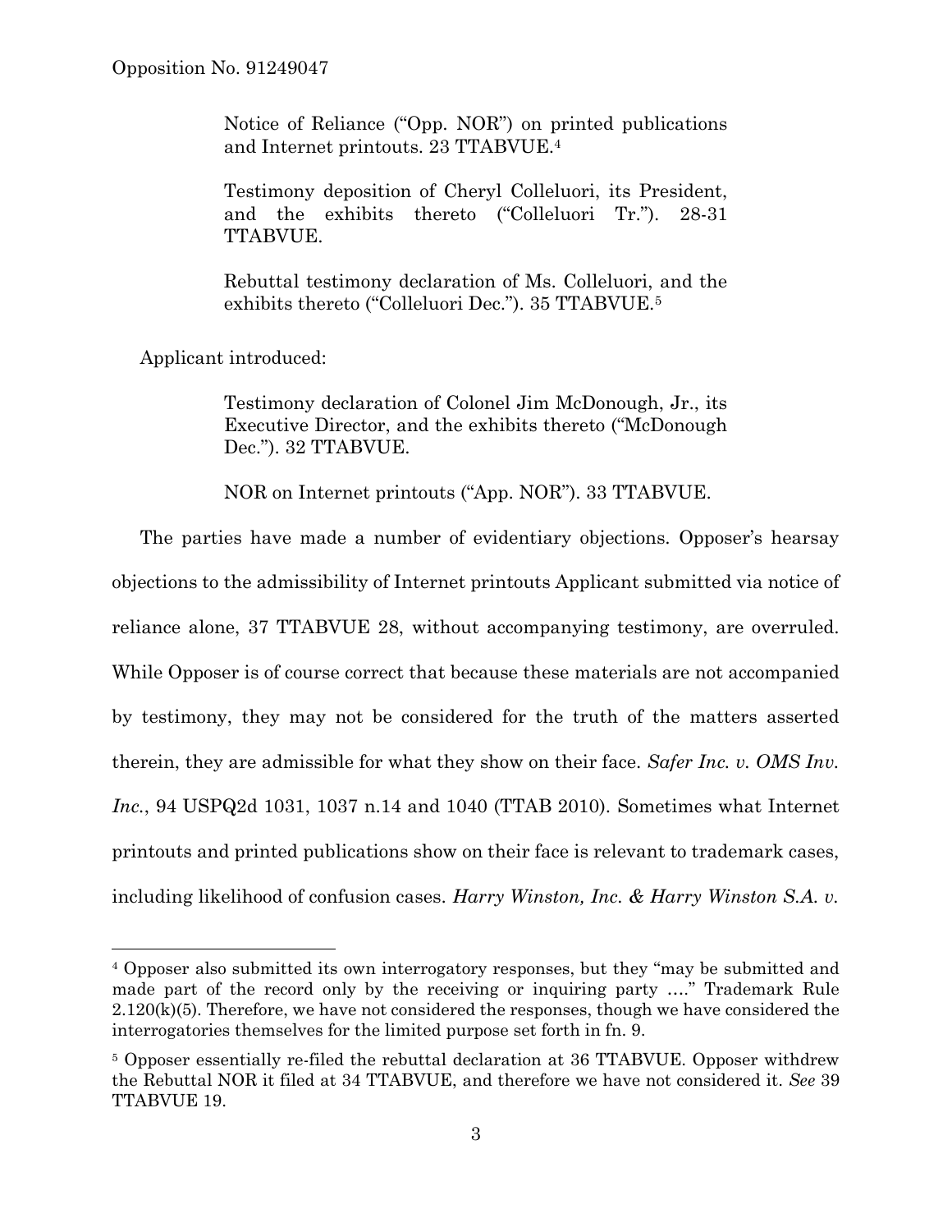Notice of Reliance ("Opp. NOR") on printed publications and Internet printouts. 23 TTABVUE.[4]

Testimony deposition of Cheryl Colleluori, its President, and the exhibits thereto ("Colleluori Tr."). 28-31 TTABVUE.

Rebuttal testimony declaration of Ms. Colleluori, and the exhibits thereto ("Colleluori Dec."). 35 TTABVUE.[5]

Applicant introduced:

Testimony declaration of Colonel Jim McDonough, Jr., its Executive Director, and the exhibits thereto ("McDonough Dec."). 32 TTABVUE.

NOR on Internet printouts ("App. NOR"). 33 TTABVUE.

The parties have made a number of evidentiary objections. Opposer's hearsay objections to the admissibility of Internet printouts Applicant submitted via notice of reliance alone, 37 TTABVUE 28, without accompanying testimony, are overruled. While Opposer is of course correct that because these materials are not accompanied by testimony, they may not be considered for the truth of the matters asserted therein, they are admissible for what they show on their face. *Safer Inc. v. OMS Inv. Inc.*, 94 USPQ2d 1031, 1037 n.14 and 1040 (TTAB 2010). Sometimes what Internet printouts and printed publications show on their face is relevant to trademark cases, including likelihood of confusion cases. *Harry Winston, Inc. & Harry Winston S.A. v.*

---

[4] Opposer also submitted its own interrogatory responses, but they "may be submitted and made part of the record only by the receiving or inquiring party …." Trademark Rule 2.120(k)(5). Therefore, we have not considered the responses, though we have considered the interrogatories themselves for the limited purpose set forth in fn. 9.

[5] Opposer essentially re-filed the rebuttal declaration at 36 TTABVUE. Opposer withdrew the Rebuttal NOR it filed at 34 TTABVUE, and therefore we have not considered it. *See* 39 TTABVUE 19.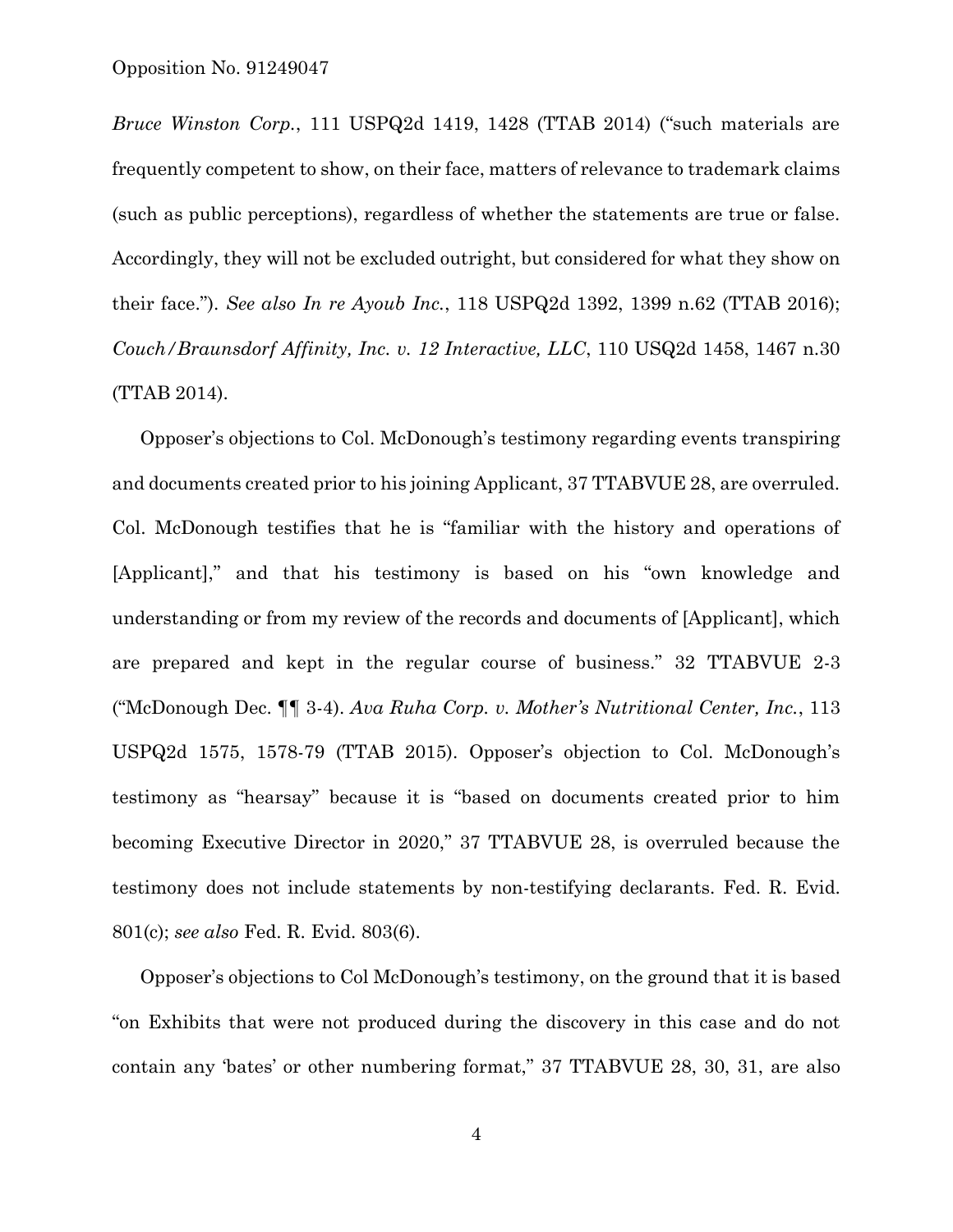*Bruce Winston Corp.*, 111 USPQ2d 1419, 1428 (TTAB 2014) ("such materials are frequently competent to show, on their face, matters of relevance to trademark claims (such as public perceptions), regardless of whether the statements are true or false. Accordingly, they will not be excluded outright, but considered for what they show on their face."). *See also In re Ayoub Inc.*, 118 USPQ2d 1392, 1399 n.62 (TTAB 2016); *Couch/Braunsdorf Affinity, Inc. v. 12 Interactive, LLC*, 110 USQ2d 1458, 1467 n.30 (TTAB 2014).

Opposer's objections to Col. McDonough's testimony regarding events transpiring and documents created prior to his joining Applicant, 37 TTABVUE 28, are overruled. Col. McDonough testifies that he is "familiar with the history and operations of [Applicant]," and that his testimony is based on his "own knowledge and understanding or from my review of the records and documents of [Applicant], which are prepared and kept in the regular course of business." 32 TTABVUE 2-3 ("McDonough Dec. ¶¶ 3-4). *Ava Ruha Corp. v. Mother's Nutritional Center, Inc.*, 113 USPQ2d 1575, 1578-79 (TTAB 2015). Opposer's objection to Col. McDonough's testimony as "hearsay" because it is "based on documents created prior to him becoming Executive Director in 2020," 37 TTABVUE 28, is overruled because the testimony does not include statements by non-testifying declarants. Fed. R. Evid. 801(c); *see also* Fed. R. Evid. 803(6).

Opposer's objections to Col McDonough's testimony, on the ground that it is based "on Exhibits that were not produced during the discovery in this case and do not contain any 'bates' or other numbering format," 37 TTABVUE 28, 30, 31, are also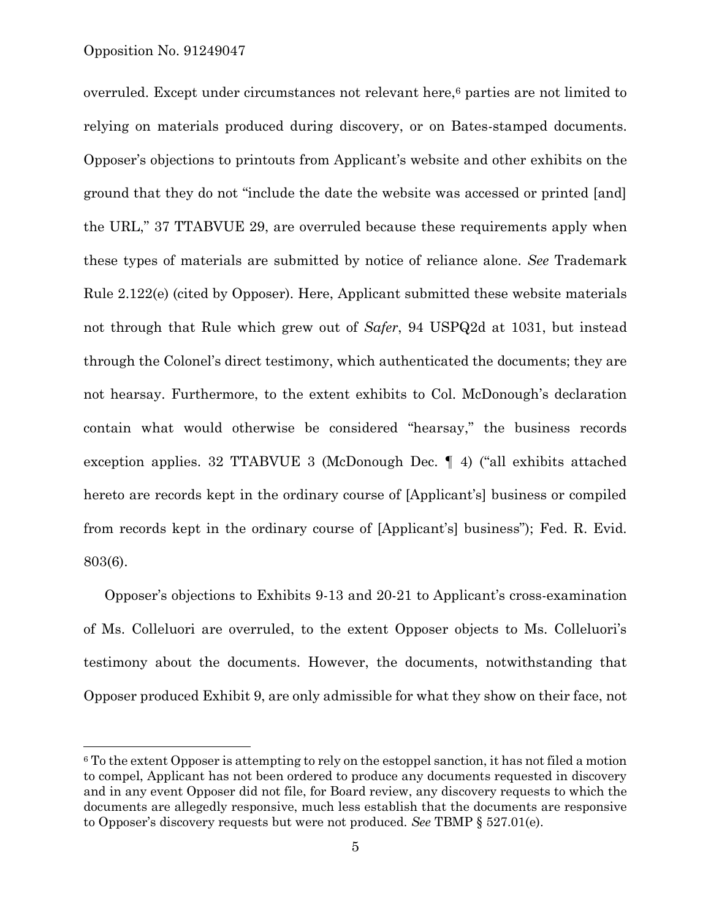overruled. Except under circumstances not relevant here,[6] parties are not limited to relying on materials produced during discovery, or on Bates-stamped documents. Opposer's objections to printouts from Applicant's website and other exhibits on the ground that they do not "include the date the website was accessed or printed [and] the URL," 37 TTABVUE 29, are overruled because these requirements apply when these types of materials are submitted by notice of reliance alone. *See* Trademark Rule 2.122(e) (cited by Opposer). Here, Applicant submitted these website materials not through that Rule which grew out of *Safer*, 94 USPQ2d at 1031, but instead through the Colonel's direct testimony, which authenticated the documents; they are not hearsay. Furthermore, to the extent exhibits to Col. McDonough's declaration contain what would otherwise be considered "hearsay," the business records exception applies. 32 TTABVUE 3 (McDonough Dec. ¶ 4) ("all exhibits attached hereto are records kept in the ordinary course of [Applicant's] business or compiled from records kept in the ordinary course of [Applicant's] business"); Fed. R. Evid. 803(6).

Opposer's objections to Exhibits 9-13 and 20-21 to Applicant's cross-examination of Ms. Colleluori are overruled, to the extent Opposer objects to Ms. Colleluori's testimony about the documents. However, the documents, notwithstanding that Opposer produced Exhibit 9, are only admissible for what they show on their face, not

---

[6] To the extent Opposer is attempting to rely on the estoppel sanction, it has not filed a motion to compel, Applicant has not been ordered to produce any documents requested in discovery and in any event Opposer did not file, for Board review, any discovery requests to which the documents are allegedly responsive, much less establish that the documents are responsive to Opposer's discovery requests but were not produced. *See* TBMP § 527.01(e).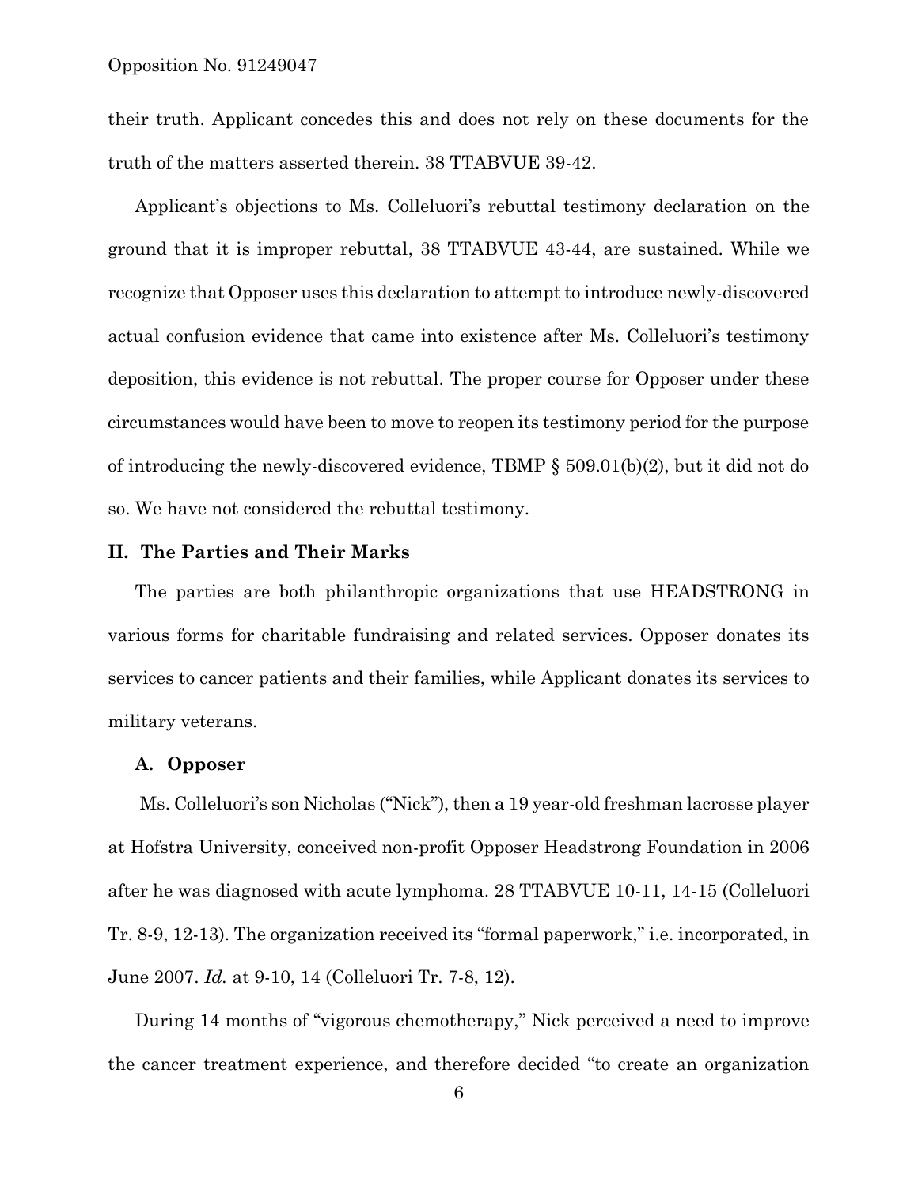their truth. Applicant concedes this and does not rely on these documents for the truth of the matters asserted therein. 38 TTABVUE 39-42.

Applicant's objections to Ms. Colleluori's rebuttal testimony declaration on the ground that it is improper rebuttal, 38 TTABVUE 43-44, are sustained. While we recognize that Opposer uses this declaration to attempt to introduce newly-discovered actual confusion evidence that came into existence after Ms. Colleluori's testimony deposition, this evidence is not rebuttal. The proper course for Opposer under these circumstances would have been to move to reopen its testimony period for the purpose of introducing the newly-discovered evidence, TBMP § 509.01(b)(2), but it did not do so. We have not considered the rebuttal testimony.

## II. The Parties and Their Marks

The parties are both philanthropic organizations that use HEADSTRONG in various forms for charitable fundraising and related services. Opposer donates its services to cancer patients and their families, while Applicant donates its services to military veterans.

### A. Opposer

Ms. Colleluori's son Nicholas ("Nick"), then a 19 year-old freshman lacrosse player at Hofstra University, conceived non-profit Opposer Headstrong Foundation in 2006 after he was diagnosed with acute lymphoma. 28 TTABVUE 10-11, 14-15 (Colleluori Tr. 8-9, 12-13). The organization received its "formal paperwork," i.e. incorporated, in June 2007. *Id.* at 9-10, 14 (Colleluori Tr. 7-8, 12).

During 14 months of "vigorous chemotherapy," Nick perceived a need to improve the cancer treatment experience, and therefore decided "to create an organization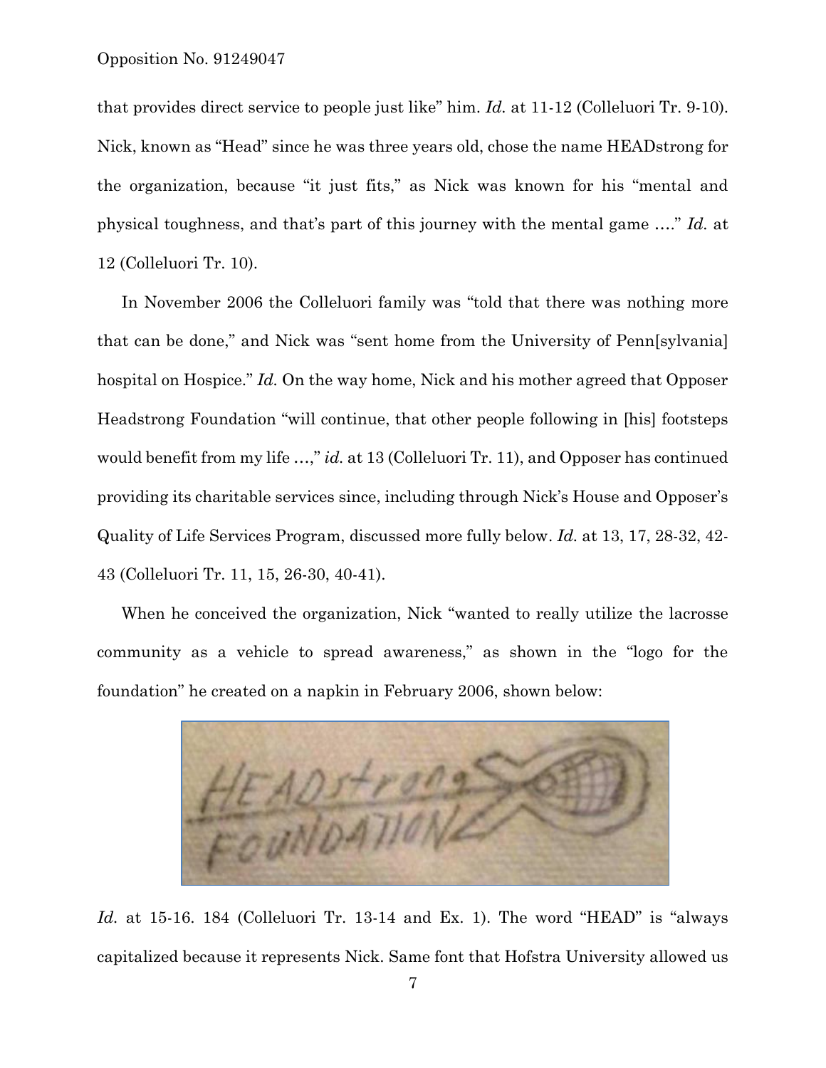that provides direct service to people just like" him. *Id.* at 11-12 (Colleluori Tr. 9-10). Nick, known as "Head" since he was three years old, chose the name HEADstrong for the organization, because "it just fits," as Nick was known for his "mental and physical toughness, and that's part of this journey with the mental game …." *Id.* at 12 (Colleluori Tr. 10).

In November 2006 the Colleluori family was "told that there was nothing more that can be done," and Nick was "sent home from the University of Penn[sylvania] hospital on Hospice." *Id.* On the way home, Nick and his mother agreed that Opposer Headstrong Foundation "will continue, that other people following in [his] footsteps would benefit from my life …," *id.* at 13 (Colleluori Tr. 11), and Opposer has continued providing its charitable services since, including through Nick's House and Opposer's Quality of Life Services Program, discussed more fully below. *Id.* at 13, 17, 28-32, 42-43 (Colleluori Tr. 11, 15, 26-30, 40-41).

When he conceived the organization, Nick "wanted to really utilize the lacrosse community as a vehicle to spread awareness," as shown in the "logo for the foundation" he created on a napkin in February 2006, shown below:

HEADstrong FOUNDATION

*Id.* at 15-16. 184 (Colleluori Tr. 13-14 and Ex. 1). The word "HEAD" is "always capitalized because it represents Nick. Same font that Hofstra University allowed us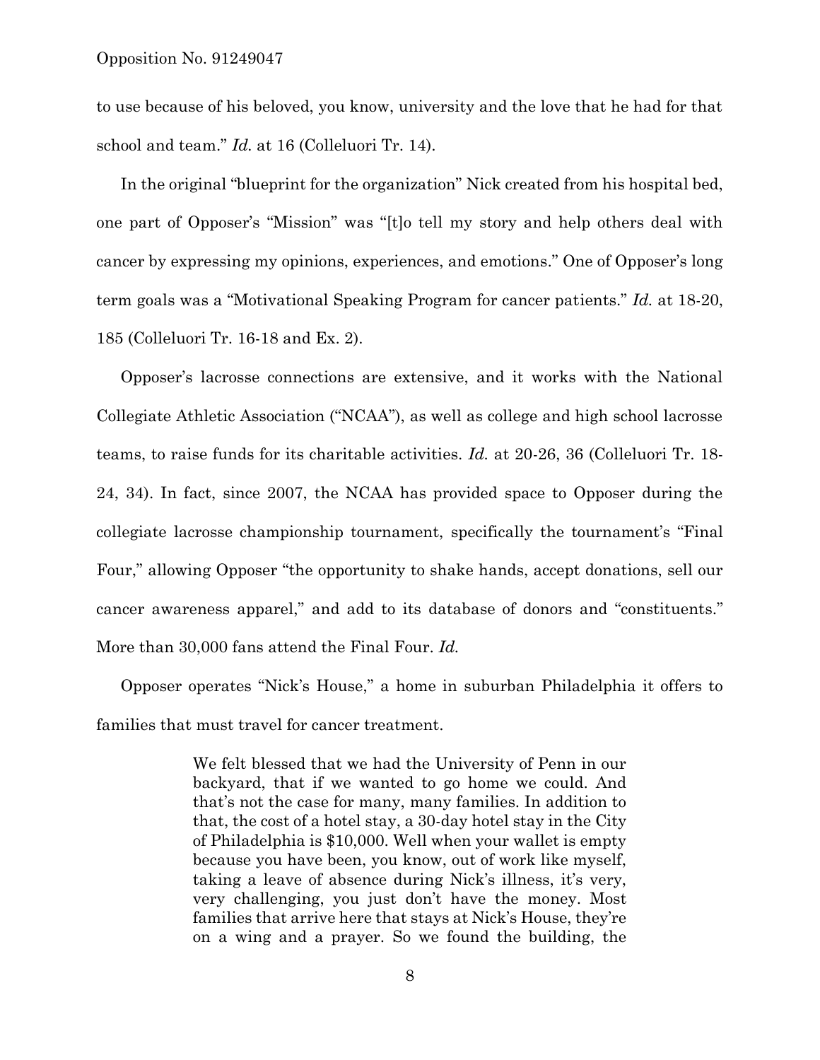to use because of his beloved, you know, university and the love that he had for that school and team." *Id.* at 16 (Colleluori Tr. 14).

In the original "blueprint for the organization" Nick created from his hospital bed, one part of Opposer's "Mission" was "[t]o tell my story and help others deal with cancer by expressing my opinions, experiences, and emotions." One of Opposer's long term goals was a "Motivational Speaking Program for cancer patients." *Id.* at 18-20, 185 (Colleluori Tr. 16-18 and Ex. 2).

Opposer's lacrosse connections are extensive, and it works with the National Collegiate Athletic Association ("NCAA"), as well as college and high school lacrosse teams, to raise funds for its charitable activities. *Id.* at 20-26, 36 (Colleluori Tr. 18-24, 34). In fact, since 2007, the NCAA has provided space to Opposer during the collegiate lacrosse championship tournament, specifically the tournament's "Final Four," allowing Opposer "the opportunity to shake hands, accept donations, sell our cancer awareness apparel," and add to its database of donors and "constituents." More than 30,000 fans attend the Final Four. *Id.*

Opposer operates "Nick's House," a home in suburban Philadelphia it offers to families that must travel for cancer treatment.

> We felt blessed that we had the University of Penn in our backyard, that if we wanted to go home we could. And that's not the case for many, many families. In addition to that, the cost of a hotel stay, a 30-day hotel stay in the City of Philadelphia is $10,000. Well when your wallet is empty because you have been, you know, out of work like myself, taking a leave of absence during Nick's illness, it's very, very challenging, you just don't have the money. Most families that arrive here that stays at Nick's House, they're on a wing and a prayer. So we found the building, the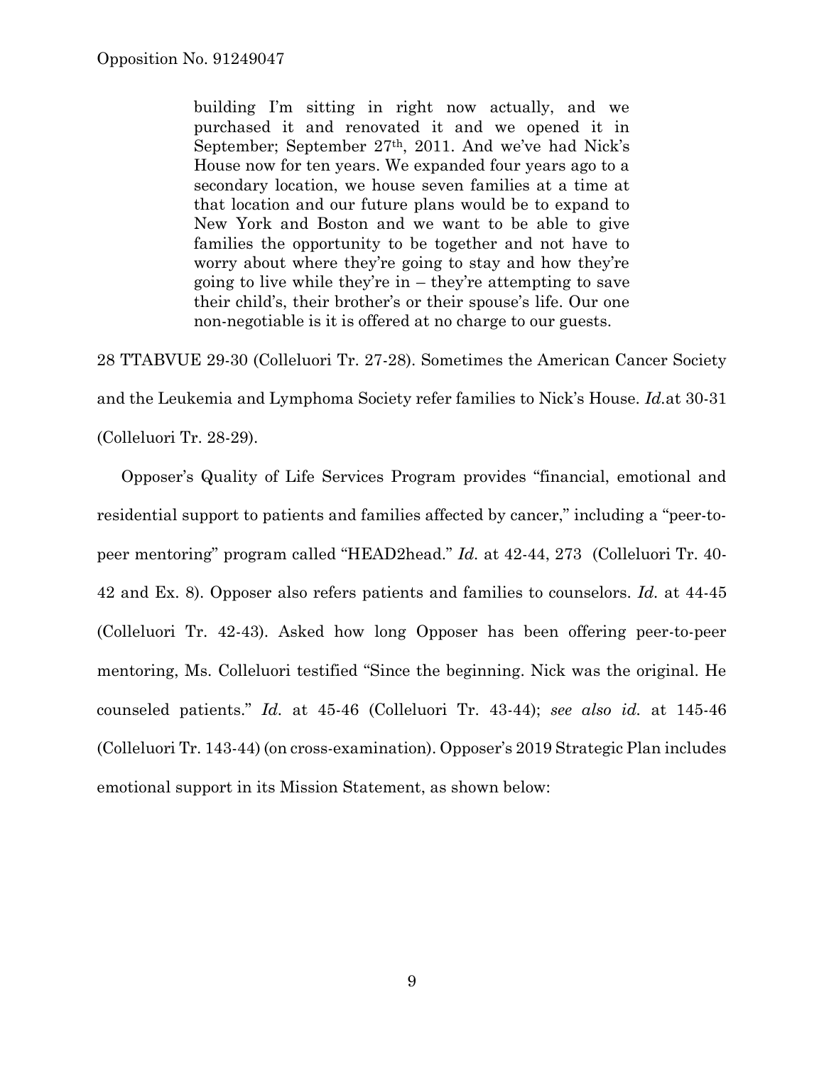> building I'm sitting in right now actually, and we purchased it and renovated it and we opened it in September; September 27th, 2011. And we've had Nick's House now for ten years. We expanded four years ago to a secondary location, we house seven families at a time at that location and our future plans would be to expand to New York and Boston and we want to be able to give families the opportunity to be together and not have to worry about where they're going to stay and how they're going to live while they're in – they're attempting to save their child's, their brother's or their spouse's life. Our one non-negotiable is it is offered at no charge to our guests.

28 TTABVUE 29-30 (Colleluori Tr. 27-28). Sometimes the American Cancer Society and the Leukemia and Lymphoma Society refer families to Nick's House. *Id.*at 30-31 (Colleluori Tr. 28-29).

Opposer's Quality of Life Services Program provides "financial, emotional and residential support to patients and families affected by cancer," including a "peer-to-peer mentoring" program called "HEAD2head." *Id.* at 42-44, 273 (Colleluori Tr. 40-42 and Ex. 8). Opposer also refers patients and families to counselors. *Id.* at 44-45 (Colleluori Tr. 42-43). Asked how long Opposer has been offering peer-to-peer mentoring, Ms. Colleluori testified "Since the beginning. Nick was the original. He counseled patients." *Id.* at 45-46 (Colleluori Tr. 43-44); *see also id.* at 145-46 (Colleluori Tr. 143-44) (on cross-examination). Opposer's 2019 Strategic Plan includes emotional support in its Mission Statement, as shown below: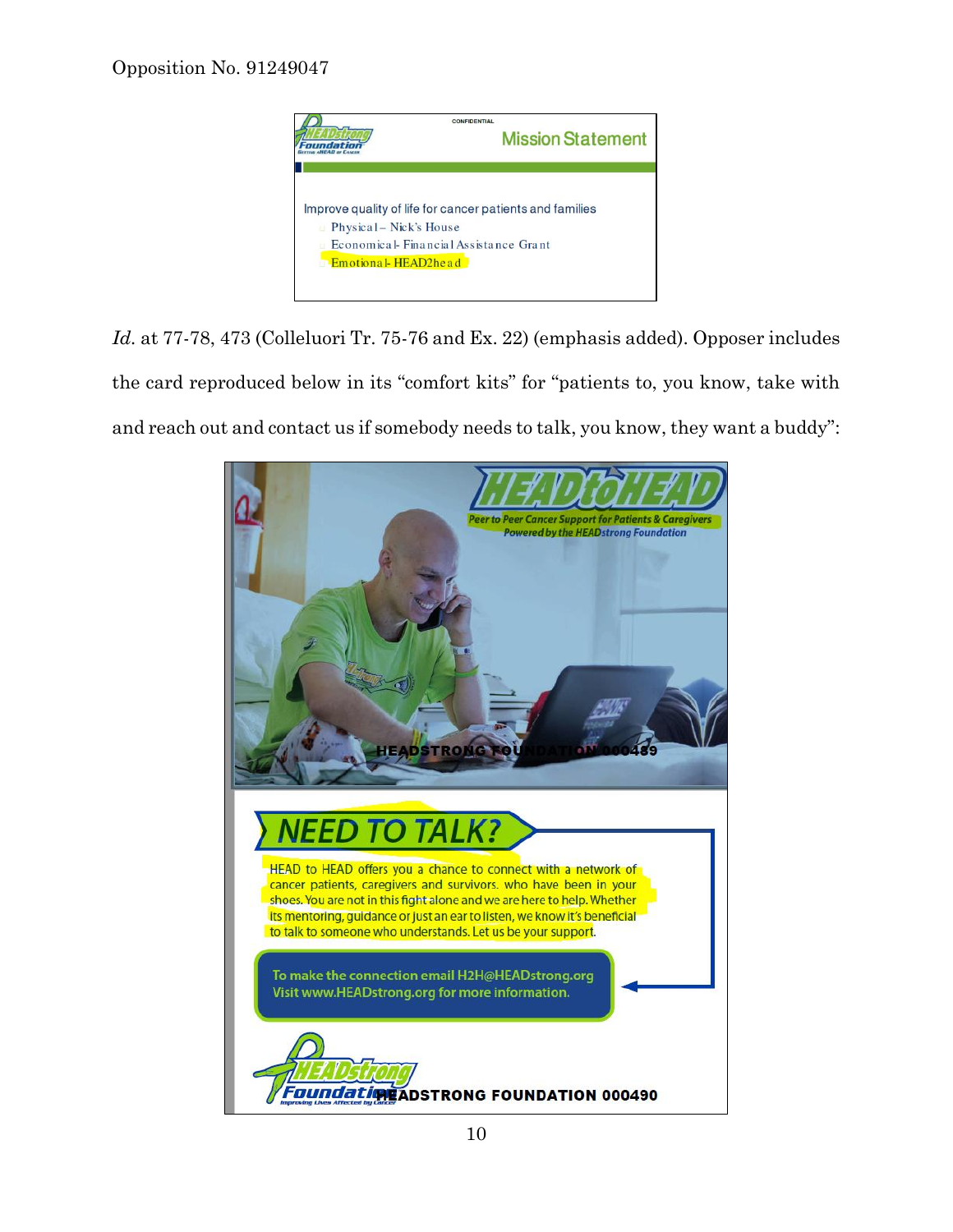CONFIDENTIAL

HEADstrong Foundation

**Mission Statement**

Improve quality of life for cancer patients and families

- Physical – Nick's House
- Economical- Financial Assistance Grant
- Emotional- HEAD2head

*Id.* at 77-78, 473 (Colleluori Tr. 75-76 and Ex. 22) (emphasis added). Opposer includes the card reproduced below in its "comfort kits" for "patients to, you know, take with and reach out and contact us if somebody needs to talk, you know, they want a buddy":

**HEADtoHEAD**

Peer to Peer Cancer Support for Patients & Caregivers
Powered by the HEADstrong Foundation

HEADSTRONG FOUNDATION 000489

**NEED TO TALK?**

HEAD to HEAD offers you a chance to connect with a network of cancer patients, caregivers and survivors, who have been in your shoes. You are not in this fight alone and we are here to help. Whether its mentoring, guidance or just an ear to listen, we know it's beneficial to talk to someone who understands. Let us be your support.

To make the connection email H2H@HEADstrong.org
Visit www.HEADstrong.org for more information.

HEADstrong Foundation
Improving Lives Affected by Cancer

HEADSTRONG FOUNDATION 000490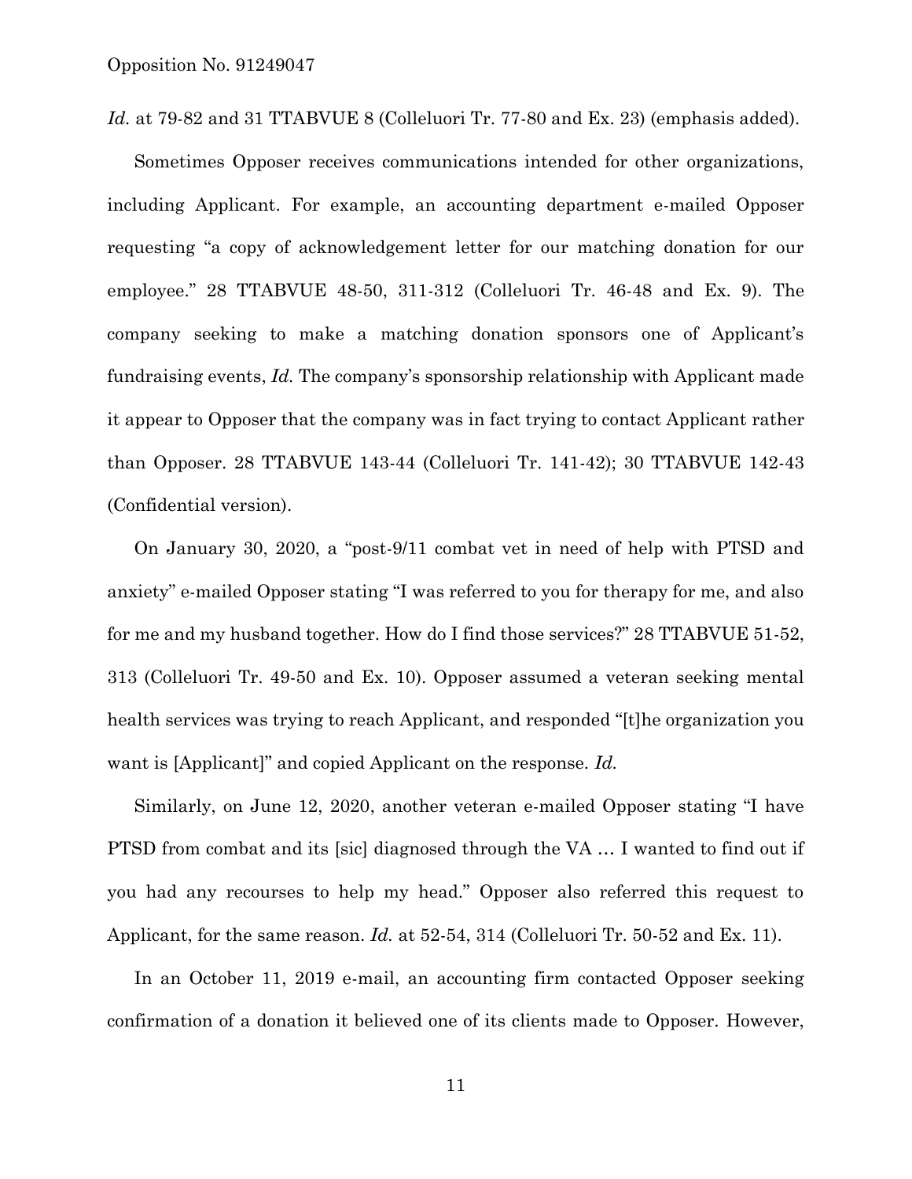*Id.* at 79-82 and 31 TTABVUE 8 (Colleluori Tr. 77-80 and Ex. 23) (emphasis added).

Sometimes Opposer receives communications intended for other organizations, including Applicant. For example, an accounting department e-mailed Opposer requesting "a copy of acknowledgement letter for our matching donation for our employee." 28 TTABVUE 48-50, 311-312 (Colleluori Tr. 46-48 and Ex. 9). The company seeking to make a matching donation sponsors one of Applicant's fundraising events, *Id.* The company's sponsorship relationship with Applicant made it appear to Opposer that the company was in fact trying to contact Applicant rather than Opposer. 28 TTABVUE 143-44 (Colleluori Tr. 141-42); 30 TTABVUE 142-43 (Confidential version).

On January 30, 2020, a "post-9/11 combat vet in need of help with PTSD and anxiety" e-mailed Opposer stating "I was referred to you for therapy for me, and also for me and my husband together. How do I find those services?" 28 TTABVUE 51-52, 313 (Colleluori Tr. 49-50 and Ex. 10). Opposer assumed a veteran seeking mental health services was trying to reach Applicant, and responded "[t]he organization you want is [Applicant]" and copied Applicant on the response. *Id.*

Similarly, on June 12, 2020, another veteran e-mailed Opposer stating "I have PTSD from combat and its [sic] diagnosed through the VA … I wanted to find out if you had any recourses to help my head." Opposer also referred this request to Applicant, for the same reason. *Id.* at 52-54, 314 (Colleluori Tr. 50-52 and Ex. 11).

In an October 11, 2019 e-mail, an accounting firm contacted Opposer seeking confirmation of a donation it believed one of its clients made to Opposer. However,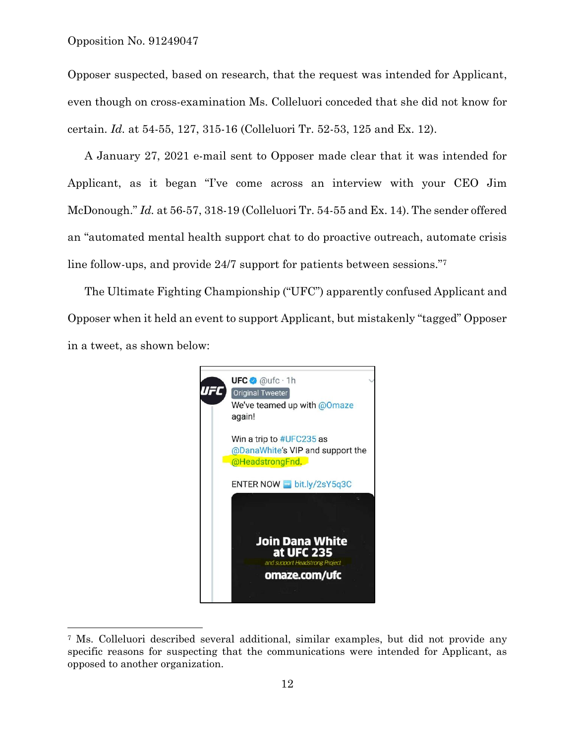Opposer suspected, based on research, that the request was intended for Applicant, even though on cross-examination Ms. Colleluori conceded that she did not know for certain. *Id.* at 54-55, 127, 315-16 (Colleluori Tr. 52-53, 125 and Ex. 12).

A January 27, 2021 e-mail sent to Opposer made clear that it was intended for Applicant, as it began "I've come across an interview with your CEO Jim McDonough." *Id.* at 56-57, 318-19 (Colleluori Tr. 54-55 and Ex. 14). The sender offered an "automated mental health support chat to do proactive outreach, automate crisis line follow-ups, and provide 24/7 support for patients between sessions."[7]

The Ultimate Fighting Championship ("UFC") apparently confused Applicant and Opposer when it held an event to support Applicant, but mistakenly "tagged" Opposer in a tweet, as shown below:

UFC @ufc · 1h
Original Tweeter
We've teamed up with @Omaze again!

Win a trip to #UFC235 as @DanaWhite's VIP and support the @HeadstrongFnd.

ENTER NOW ➡ bit.ly/2sY5q3C

Join Dana White at UFC 235
and support Headstrong Project
omaze.com/ufc

---

[7] Ms. Colleluori described several additional, similar examples, but did not provide any specific reasons for suspecting that the communications were intended for Applicant, as opposed to another organization.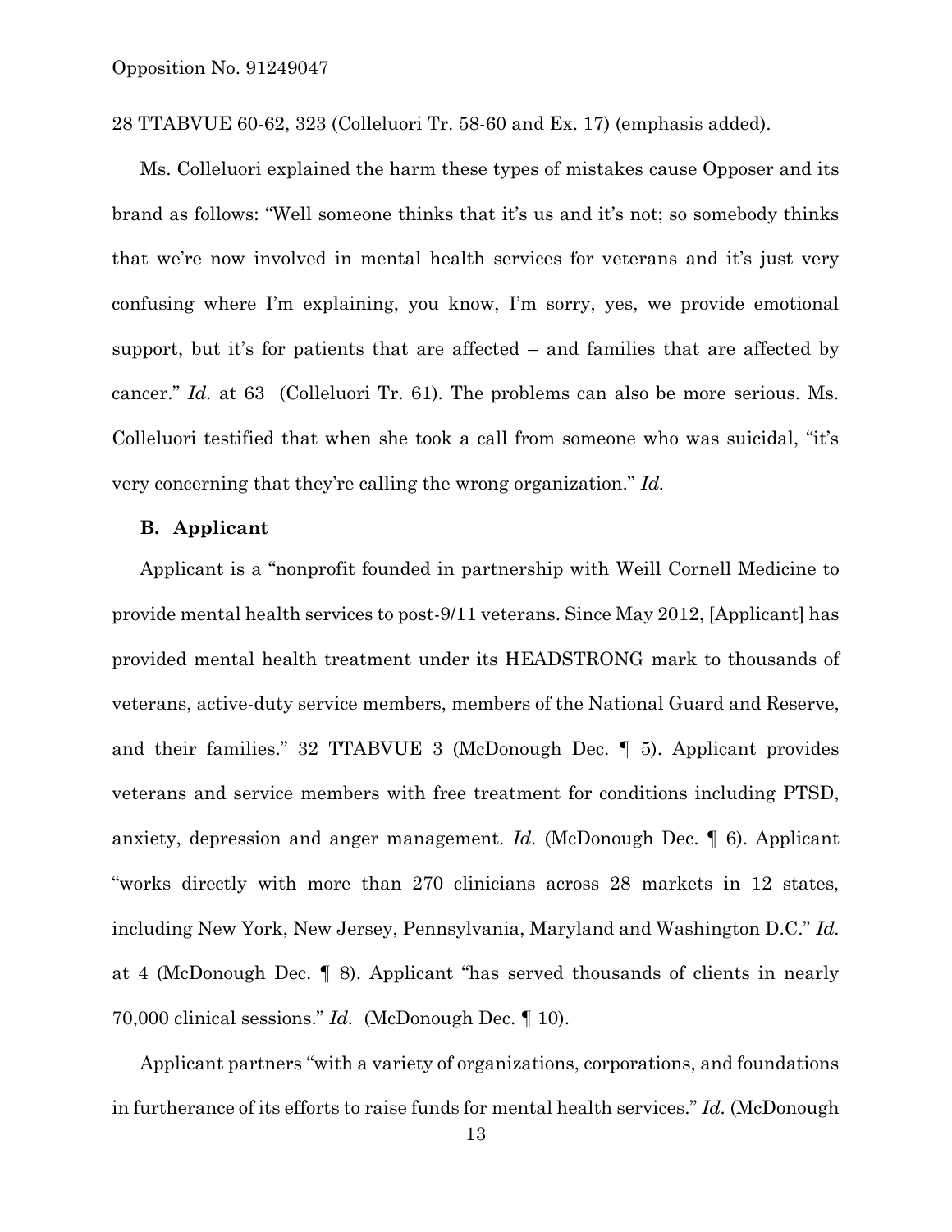28 TTABVUE 60-62, 323 (Colleluori Tr. 58-60 and Ex. 17) (emphasis added).

Ms. Colleluori explained the harm these types of mistakes cause Opposer and its brand as follows: "Well someone thinks that it's us and it's not; so somebody thinks that we're now involved in mental health services for veterans and it's just very confusing where I'm explaining, you know, I'm sorry, yes, we provide emotional support, but it's for patients that are affected – and families that are affected by cancer." *Id.* at 63 (Colleluori Tr. 61). The problems can also be more serious. Ms. Colleluori testified that when she took a call from someone who was suicidal, "it's very concerning that they're calling the wrong organization." *Id.*

**B. Applicant**

Applicant is a "nonprofit founded in partnership with Weill Cornell Medicine to provide mental health services to post-9/11 veterans. Since May 2012, [Applicant] has provided mental health treatment under its HEADSTRONG mark to thousands of veterans, active-duty service members, members of the National Guard and Reserve, and their families." 32 TTABVUE 3 (McDonough Dec. ¶ 5). Applicant provides veterans and service members with free treatment for conditions including PTSD, anxiety, depression and anger management. *Id.* (McDonough Dec. ¶ 6). Applicant "works directly with more than 270 clinicians across 28 markets in 12 states, including New York, New Jersey, Pennsylvania, Maryland and Washington D.C." *Id.* at 4 (McDonough Dec. ¶ 8). Applicant "has served thousands of clients in nearly 70,000 clinical sessions." *Id.* (McDonough Dec. ¶ 10).

Applicant partners "with a variety of organizations, corporations, and foundations in furtherance of its efforts to raise funds for mental health services." *Id.* (McDonough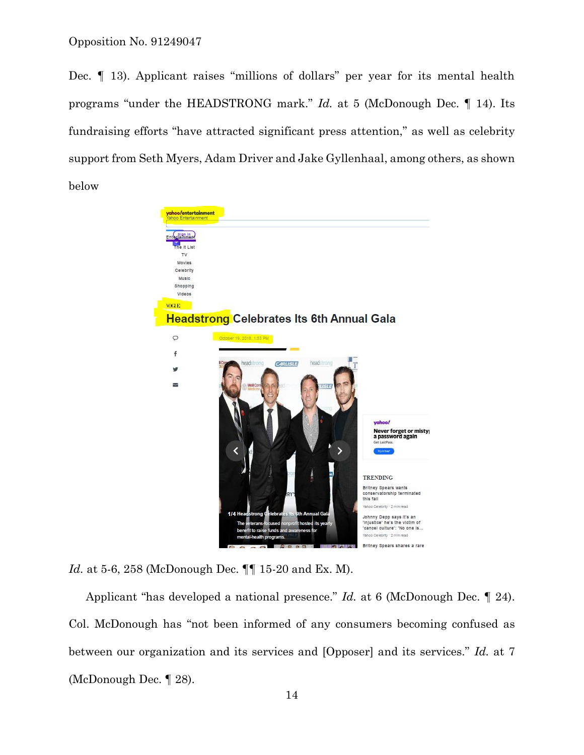Dec. ¶ 13). Applicant raises "millions of dollars" per year for its mental health programs "under the HEADSTRONG mark." *Id.* at 5 (McDonough Dec. ¶ 14). Its fundraising efforts "have attracted significant press attention," as well as celebrity support from Seth Myers, Adam Driver and Jake Gyllenhaal, among others, as shown below

*Id.* at 5-6, 258 (McDonough Dec. ¶¶ 15-20 and Ex. M).

Applicant "has developed a national presence." *Id.* at 6 (McDonough Dec. ¶ 24). Col. McDonough has "not been informed of any consumers becoming confused as between our organization and its services and [Opposer] and its services." *Id.* at 7 (McDonough Dec. ¶ 28).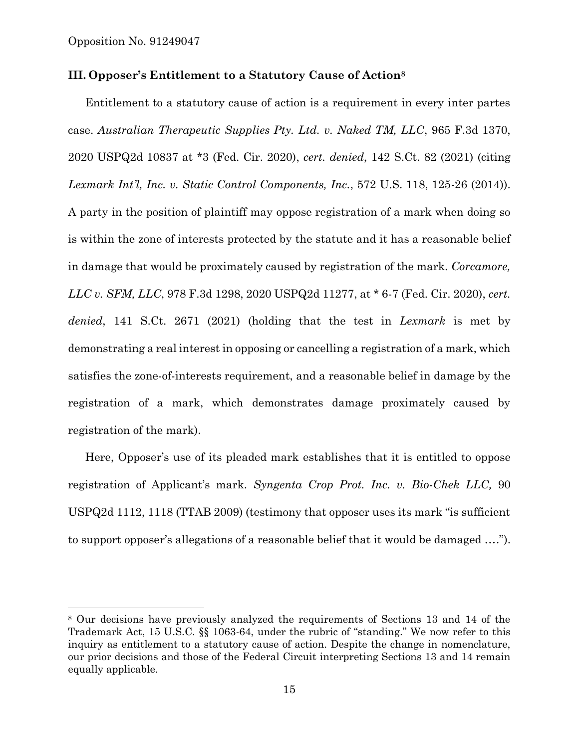## III. Opposer's Entitlement to a Statutory Cause of Action[8]

Entitlement to a statutory cause of action is a requirement in every inter partes case. *Australian Therapeutic Supplies Pty. Ltd. v. Naked TM, LLC*, 965 F.3d 1370, 2020 USPQ2d 10837 at *3 (Fed. Cir. 2020), *cert. denied*, 142 S.Ct. 82 (2021) (citing *Lexmark Int'l, Inc. v. Static Control Components, Inc.*, 572 U.S. 118, 125-26 (2014)). A party in the position of plaintiff may oppose registration of a mark when doing so is within the zone of interests protected by the statute and it has a reasonable belief in damage that would be proximately caused by registration of the mark. *Corcamore, LLC v. SFM, LLC*, 978 F.3d 1298, 2020 USPQ2d 11277, at * 6-7 (Fed. Cir. 2020), *cert. denied*, 141 S.Ct. 2671 (2021) (holding that the test in *Lexmark* is met by demonstrating a real interest in opposing or cancelling a registration of a mark, which satisfies the zone-of-interests requirement, and a reasonable belief in damage by the registration of a mark, which demonstrates damage proximately caused by registration of the mark).

Here, Opposer's use of its pleaded mark establishes that it is entitled to oppose registration of Applicant's mark. *Syngenta Crop Prot. Inc. v. Bio-Chek LLC,* 90 USPQ2d 1112, 1118 (TTAB 2009) (testimony that opposer uses its mark "is sufficient to support opposer's allegations of a reasonable belief that it would be damaged ….").

[8] Our decisions have previously analyzed the requirements of Sections 13 and 14 of the Trademark Act, 15 U.S.C. §§ 1063-64, under the rubric of "standing." We now refer to this inquiry as entitlement to a statutory cause of action. Despite the change in nomenclature, our prior decisions and those of the Federal Circuit interpreting Sections 13 and 14 remain equally applicable.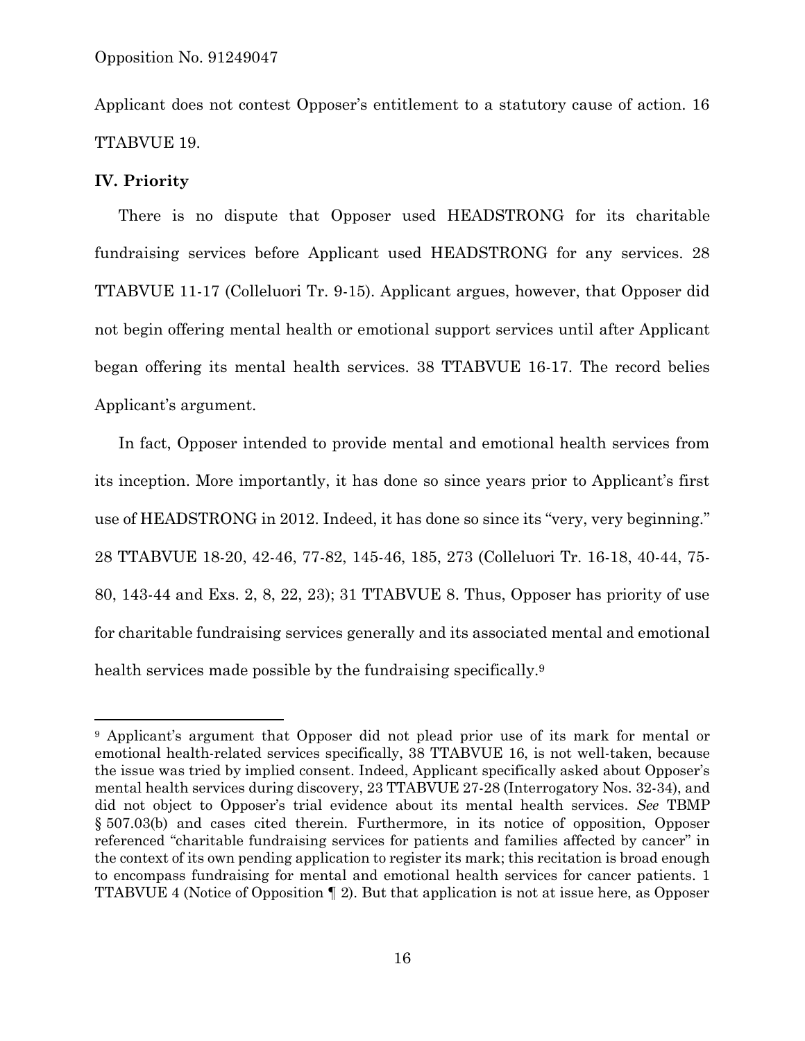Applicant does not contest Opposer's entitlement to a statutory cause of action. 16 TTABVUE 19.

## IV. Priority

There is no dispute that Opposer used HEADSTRONG for its charitable fundraising services before Applicant used HEADSTRONG for any services. 28 TTABVUE 11-17 (Colleluori Tr. 9-15). Applicant argues, however, that Opposer did not begin offering mental health or emotional support services until after Applicant began offering its mental health services. 38 TTABVUE 16-17. The record belies Applicant's argument.

In fact, Opposer intended to provide mental and emotional health services from its inception. More importantly, it has done so since years prior to Applicant's first use of HEADSTRONG in 2012. Indeed, it has done so since its "very, very beginning." 28 TTABVUE 18-20, 42-46, 77-82, 145-46, 185, 273 (Colleluori Tr. 16-18, 40-44, 75-80, 143-44 and Exs. 2, 8, 22, 23); 31 TTABVUE 8. Thus, Opposer has priority of use for charitable fundraising services generally and its associated mental and emotional health services made possible by the fundraising specifically.[9]

---

[9] Applicant's argument that Opposer did not plead prior use of its mark for mental or emotional health-related services specifically, 38 TTABVUE 16, is not well-taken, because the issue was tried by implied consent. Indeed, Applicant specifically asked about Opposer's mental health services during discovery, 23 TTABVUE 27-28 (Interrogatory Nos. 32-34), and did not object to Opposer's trial evidence about its mental health services. *See* TBMP § 507.03(b) and cases cited therein. Furthermore, in its notice of opposition, Opposer referenced "charitable fundraising services for patients and families affected by cancer" in the context of its own pending application to register its mark; this recitation is broad enough to encompass fundraising for mental and emotional health services for cancer patients. 1 TTABVUE 4 (Notice of Opposition ¶ 2). But that application is not at issue here, as Opposer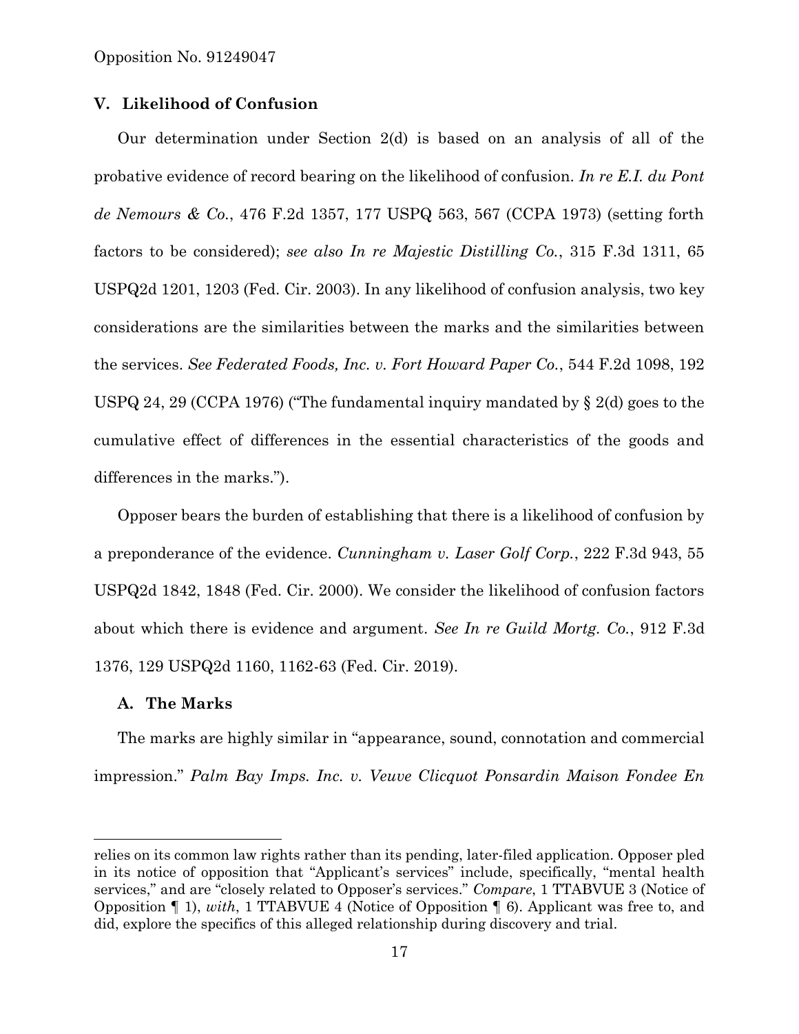## V. Likelihood of Confusion

Our determination under Section 2(d) is based on an analysis of all of the probative evidence of record bearing on the likelihood of confusion. *In re E.I. du Pont de Nemours & Co.*, 476 F.2d 1357, 177 USPQ 563, 567 (CCPA 1973) (setting forth factors to be considered); *see also In re Majestic Distilling Co.*, 315 F.3d 1311, 65 USPQ2d 1201, 1203 (Fed. Cir. 2003). In any likelihood of confusion analysis, two key considerations are the similarities between the marks and the similarities between the services. *See Federated Foods, Inc. v. Fort Howard Paper Co.*, 544 F.2d 1098, 192 USPQ 24, 29 (CCPA 1976) ("The fundamental inquiry mandated by § 2(d) goes to the cumulative effect of differences in the essential characteristics of the goods and differences in the marks.").

Opposer bears the burden of establishing that there is a likelihood of confusion by a preponderance of the evidence. *Cunningham v. Laser Golf Corp.*, 222 F.3d 943, 55 USPQ2d 1842, 1848 (Fed. Cir. 2000). We consider the likelihood of confusion factors about which there is evidence and argument. *See In re Guild Mortg. Co.*, 912 F.3d 1376, 129 USPQ2d 1160, 1162-63 (Fed. Cir. 2019).

### A. The Marks

The marks are highly similar in "appearance, sound, connotation and commercial impression." *Palm Bay Imps. Inc. v. Veuve Clicquot Ponsardin Maison Fondee En*

---

relies on its common law rights rather than its pending, later-filed application. Opposer pled in its notice of opposition that "Applicant's services" include, specifically, "mental health services," and are "closely related to Opposer's services." *Compare*, 1 TTABVUE 3 (Notice of Opposition ¶ 1), *with*, 1 TTABVUE 4 (Notice of Opposition ¶ 6). Applicant was free to, and did, explore the specifics of this alleged relationship during discovery and trial.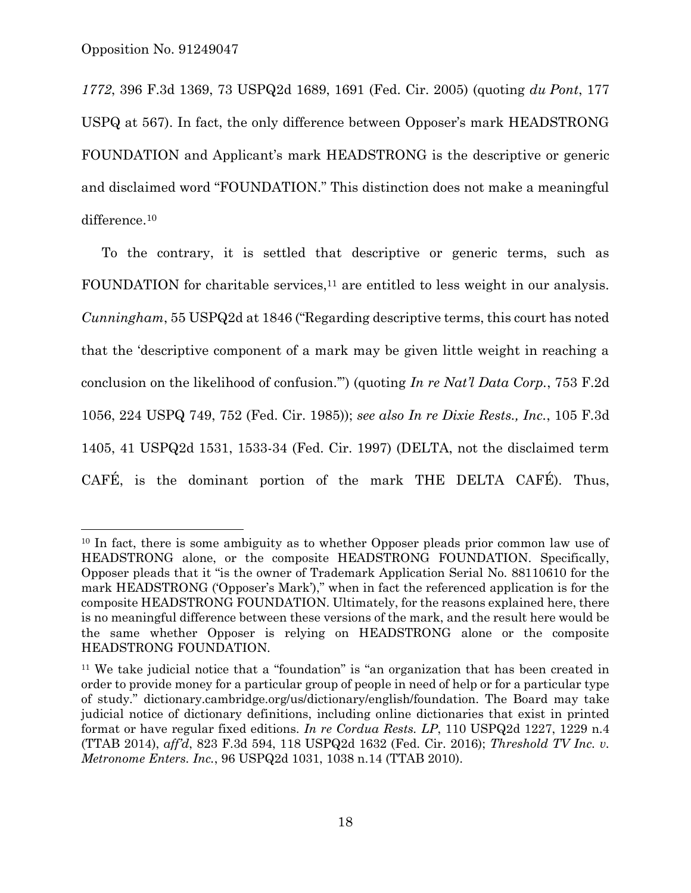*1772*, 396 F.3d 1369, 73 USPQ2d 1689, 1691 (Fed. Cir. 2005) (quoting *du Pont*, 177 USPQ at 567). In fact, the only difference between Opposer's mark HEADSTRONG FOUNDATION and Applicant's mark HEADSTRONG is the descriptive or generic and disclaimed word "FOUNDATION." This distinction does not make a meaningful difference.[10]

To the contrary, it is settled that descriptive or generic terms, such as FOUNDATION for charitable services,[11] are entitled to less weight in our analysis. *Cunningham*, 55 USPQ2d at 1846 ("Regarding descriptive terms, this court has noted that the 'descriptive component of a mark may be given little weight in reaching a conclusion on the likelihood of confusion.'") (quoting *In re Nat'l Data Corp.*, 753 F.2d 1056, 224 USPQ 749, 752 (Fed. Cir. 1985)); *see also In re Dixie Rests., Inc.*, 105 F.3d 1405, 41 USPQ2d 1531, 1533-34 (Fed. Cir. 1997) (DELTA, not the disclaimed term CAFÉ, is the dominant portion of the mark THE DELTA CAFÉ). Thus,

---

[10] In fact, there is some ambiguity as to whether Opposer pleads prior common law use of HEADSTRONG alone, or the composite HEADSTRONG FOUNDATION. Specifically, Opposer pleads that it "is the owner of Trademark Application Serial No. 88110610 for the mark HEADSTRONG ('Opposer's Mark')," when in fact the referenced application is for the composite HEADSTRONG FOUNDATION. Ultimately, for the reasons explained here, there is no meaningful difference between these versions of the mark, and the result here would be the same whether Opposer is relying on HEADSTRONG alone or the composite HEADSTRONG FOUNDATION.

[11] We take judicial notice that a "foundation" is "an organization that has been created in order to provide money for a particular group of people in need of help or for a particular type of study." dictionary.cambridge.org/us/dictionary/english/foundation. The Board may take judicial notice of dictionary definitions, including online dictionaries that exist in printed format or have regular fixed editions. *In re Cordua Rests. LP*, 110 USPQ2d 1227, 1229 n.4 (TTAB 2014), *aff'd*, 823 F.3d 594, 118 USPQ2d 1632 (Fed. Cir. 2016); *Threshold TV Inc. v. Metronome Enters. Inc.*, 96 USPQ2d 1031, 1038 n.14 (TTAB 2010).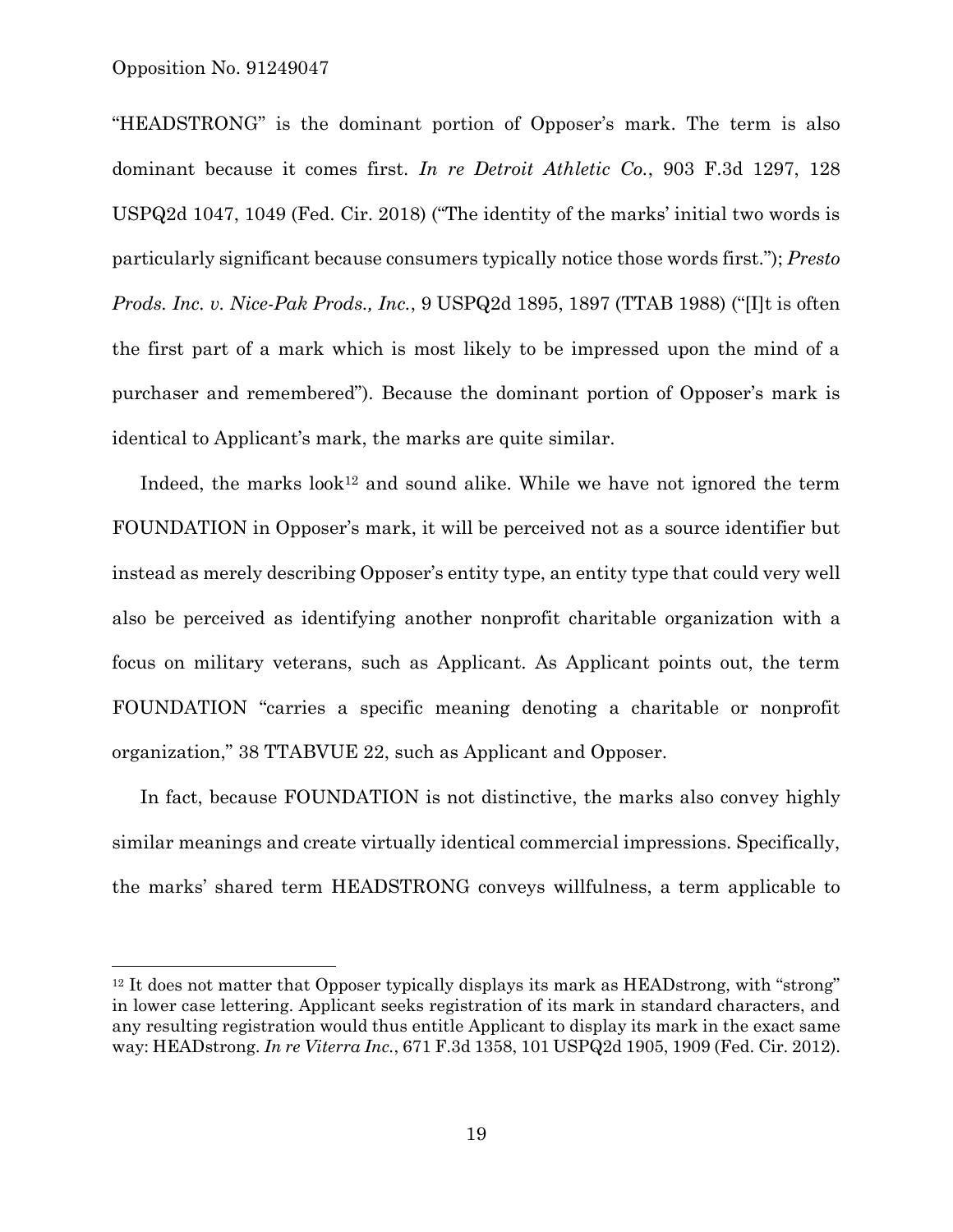"HEADSTRONG" is the dominant portion of Opposer's mark. The term is also dominant because it comes first. *In re Detroit Athletic Co.*, 903 F.3d 1297, 128 USPQ2d 1047, 1049 (Fed. Cir. 2018) ("The identity of the marks' initial two words is particularly significant because consumers typically notice those words first."); *Presto Prods. Inc. v. Nice-Pak Prods., Inc.*, 9 USPQ2d 1895, 1897 (TTAB 1988) ("[I]t is often the first part of a mark which is most likely to be impressed upon the mind of a purchaser and remembered"). Because the dominant portion of Opposer's mark is identical to Applicant's mark, the marks are quite similar.

Indeed, the marks look[12] and sound alike. While we have not ignored the term FOUNDATION in Opposer's mark, it will be perceived not as a source identifier but instead as merely describing Opposer's entity type, an entity type that could very well also be perceived as identifying another nonprofit charitable organization with a focus on military veterans, such as Applicant. As Applicant points out, the term FOUNDATION "carries a specific meaning denoting a charitable or nonprofit organization," 38 TTABVUE 22, such as Applicant and Opposer.

In fact, because FOUNDATION is not distinctive, the marks also convey highly similar meanings and create virtually identical commercial impressions. Specifically, the marks' shared term HEADSTRONG conveys willfulness, a term applicable to

---

[12] It does not matter that Opposer typically displays its mark as HEADstrong, with "strong" in lower case lettering. Applicant seeks registration of its mark in standard characters, and any resulting registration would thus entitle Applicant to display its mark in the exact same way: HEADstrong. *In re Viterra Inc.*, 671 F.3d 1358, 101 USPQ2d 1905, 1909 (Fed. Cir. 2012).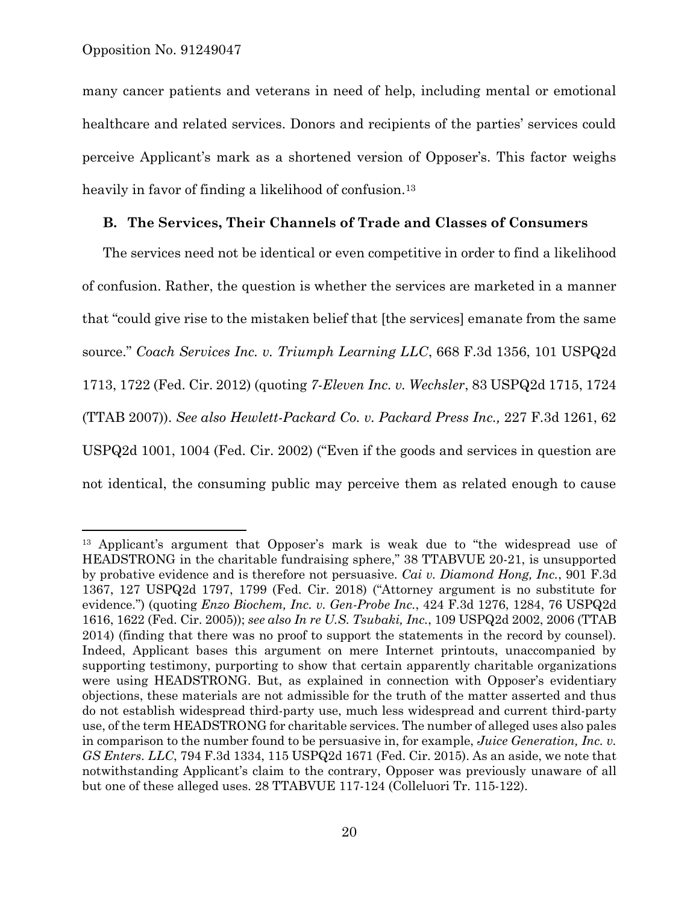many cancer patients and veterans in need of help, including mental or emotional healthcare and related services. Donors and recipients of the parties' services could perceive Applicant's mark as a shortened version of Opposer's. This factor weighs heavily in favor of finding a likelihood of confusion.[13]

### B. The Services, Their Channels of Trade and Classes of Consumers

The services need not be identical or even competitive in order to find a likelihood of confusion. Rather, the question is whether the services are marketed in a manner that "could give rise to the mistaken belief that [the services] emanate from the same source." *Coach Services Inc. v. Triumph Learning LLC*, 668 F.3d 1356, 101 USPQ2d 1713, 1722 (Fed. Cir. 2012) (quoting *7-Eleven Inc. v. Wechsler*, 83 USPQ2d 1715, 1724 (TTAB 2007)). *See also Hewlett-Packard Co. v. Packard Press Inc.,* 227 F.3d 1261, 62 USPQ2d 1001, 1004 (Fed. Cir. 2002) ("Even if the goods and services in question are not identical, the consuming public may perceive them as related enough to cause

---

[13] Applicant's argument that Opposer's mark is weak due to "the widespread use of HEADSTRONG in the charitable fundraising sphere," 38 TTABVUE 20-21, is unsupported by probative evidence and is therefore not persuasive. *Cai v. Diamond Hong, Inc.*, 901 F.3d 1367, 127 USPQ2d 1797, 1799 (Fed. Cir. 2018) ("Attorney argument is no substitute for evidence.") (quoting *Enzo Biochem, Inc. v. Gen-Probe Inc.*, 424 F.3d 1276, 1284, 76 USPQ2d 1616, 1622 (Fed. Cir. 2005)); *see also In re U.S. Tsubaki, Inc.*, 109 USPQ2d 2002, 2006 (TTAB 2014) (finding that there was no proof to support the statements in the record by counsel). Indeed, Applicant bases this argument on mere Internet printouts, unaccompanied by supporting testimony, purporting to show that certain apparently charitable organizations were using HEADSTRONG. But, as explained in connection with Opposer's evidentiary objections, these materials are not admissible for the truth of the matter asserted and thus do not establish widespread third-party use, much less widespread and current third-party use, of the term HEADSTRONG for charitable services. The number of alleged uses also pales in comparison to the number found to be persuasive in, for example, *Juice Generation, Inc. v. GS Enters. LLC*, 794 F.3d 1334, 115 USPQ2d 1671 (Fed. Cir. 2015). As an aside, we note that notwithstanding Applicant's claim to the contrary, Opposer was previously unaware of all but one of these alleged uses. 28 TTABVUE 117-124 (Colleluori Tr. 115-122).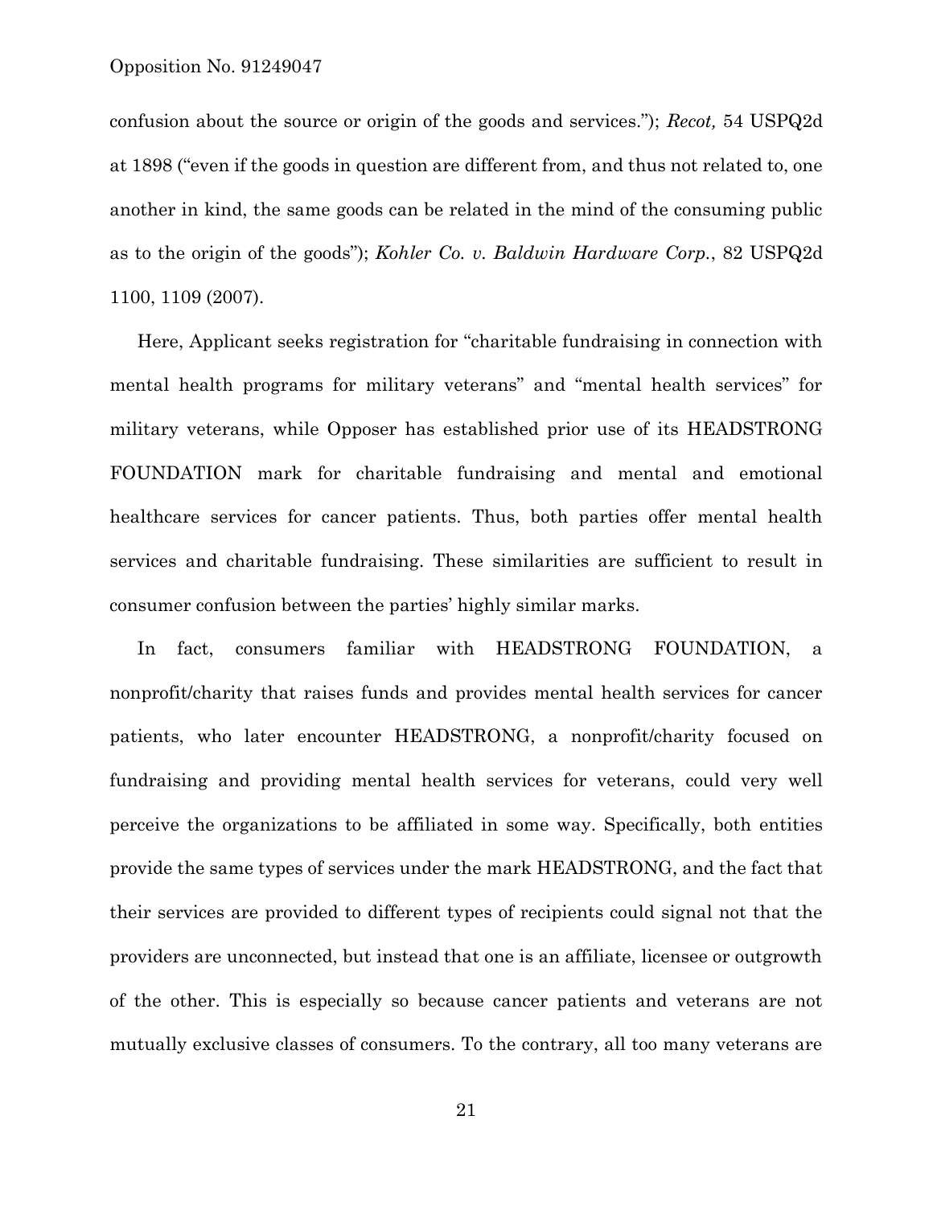confusion about the source or origin of the goods and services."); *Recot,* 54 USPQ2d at 1898 ("even if the goods in question are different from, and thus not related to, one another in kind, the same goods can be related in the mind of the consuming public as to the origin of the goods"); *Kohler Co. v. Baldwin Hardware Corp.*, 82 USPQ2d 1100, 1109 (2007).

Here, Applicant seeks registration for "charitable fundraising in connection with mental health programs for military veterans" and "mental health services" for military veterans, while Opposer has established prior use of its HEADSTRONG FOUNDATION mark for charitable fundraising and mental and emotional healthcare services for cancer patients. Thus, both parties offer mental health services and charitable fundraising. These similarities are sufficient to result in consumer confusion between the parties' highly similar marks.

In fact, consumers familiar with HEADSTRONG FOUNDATION, a nonprofit/charity that raises funds and provides mental health services for cancer patients, who later encounter HEADSTRONG, a nonprofit/charity focused on fundraising and providing mental health services for veterans, could very well perceive the organizations to be affiliated in some way. Specifically, both entities provide the same types of services under the mark HEADSTRONG, and the fact that their services are provided to different types of recipients could signal not that the providers are unconnected, but instead that one is an affiliate, licensee or outgrowth of the other. This is especially so because cancer patients and veterans are not mutually exclusive classes of consumers. To the contrary, all too many veterans are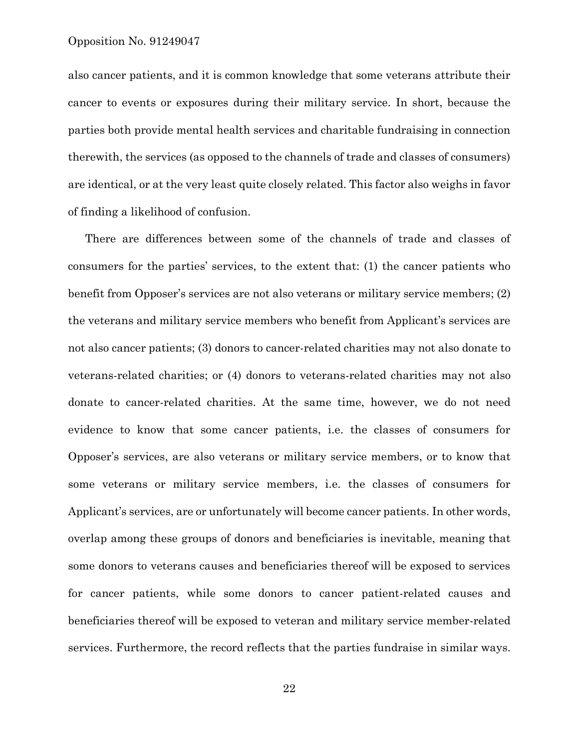also cancer patients, and it is common knowledge that some veterans attribute their cancer to events or exposures during their military service. In short, because the parties both provide mental health services and charitable fundraising in connection therewith, the services (as opposed to the channels of trade and classes of consumers) are identical, or at the very least quite closely related. This factor also weighs in favor of finding a likelihood of confusion.

There are differences between some of the channels of trade and classes of consumers for the parties' services, to the extent that: (1) the cancer patients who benefit from Opposer's services are not also veterans or military service members; (2) the veterans and military service members who benefit from Applicant's services are not also cancer patients; (3) donors to cancer-related charities may not also donate to veterans-related charities; or (4) donors to veterans-related charities may not also donate to cancer-related charities. At the same time, however, we do not need evidence to know that some cancer patients, i.e. the classes of consumers for Opposer's services, are also veterans or military service members, or to know that some veterans or military service members, i.e. the classes of consumers for Applicant's services, are or unfortunately will become cancer patients. In other words, overlap among these groups of donors and beneficiaries is inevitable, meaning that some donors to veterans causes and beneficiaries thereof will be exposed to services for cancer patients, while some donors to cancer patient-related causes and beneficiaries thereof will be exposed to veteran and military service member-related services. Furthermore, the record reflects that the parties fundraise in similar ways.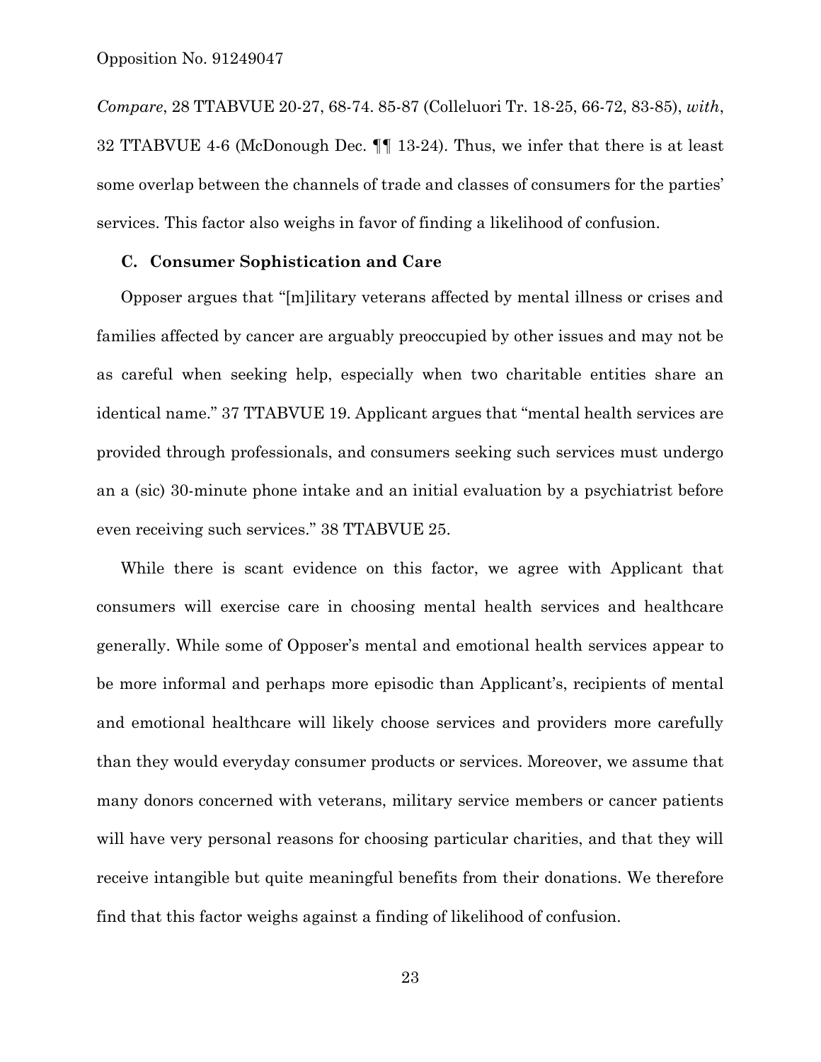*Compare*, 28 TTABVUE 20-27, 68-74. 85-87 (Colleluori Tr. 18-25, 66-72, 83-85), *with*, 32 TTABVUE 4-6 (McDonough Dec. ¶¶ 13-24). Thus, we infer that there is at least some overlap between the channels of trade and classes of consumers for the parties' services. This factor also weighs in favor of finding a likelihood of confusion.

### C. Consumer Sophistication and Care

Opposer argues that "[m]ilitary veterans affected by mental illness or crises and families affected by cancer are arguably preoccupied by other issues and may not be as careful when seeking help, especially when two charitable entities share an identical name." 37 TTABVUE 19. Applicant argues that "mental health services are provided through professionals, and consumers seeking such services must undergo an a (sic) 30-minute phone intake and an initial evaluation by a psychiatrist before even receiving such services." 38 TTABVUE 25.

While there is scant evidence on this factor, we agree with Applicant that consumers will exercise care in choosing mental health services and healthcare generally. While some of Opposer's mental and emotional health services appear to be more informal and perhaps more episodic than Applicant's, recipients of mental and emotional healthcare will likely choose services and providers more carefully than they would everyday consumer products or services. Moreover, we assume that many donors concerned with veterans, military service members or cancer patients will have very personal reasons for choosing particular charities, and that they will receive intangible but quite meaningful benefits from their donations. We therefore find that this factor weighs against a finding of likelihood of confusion.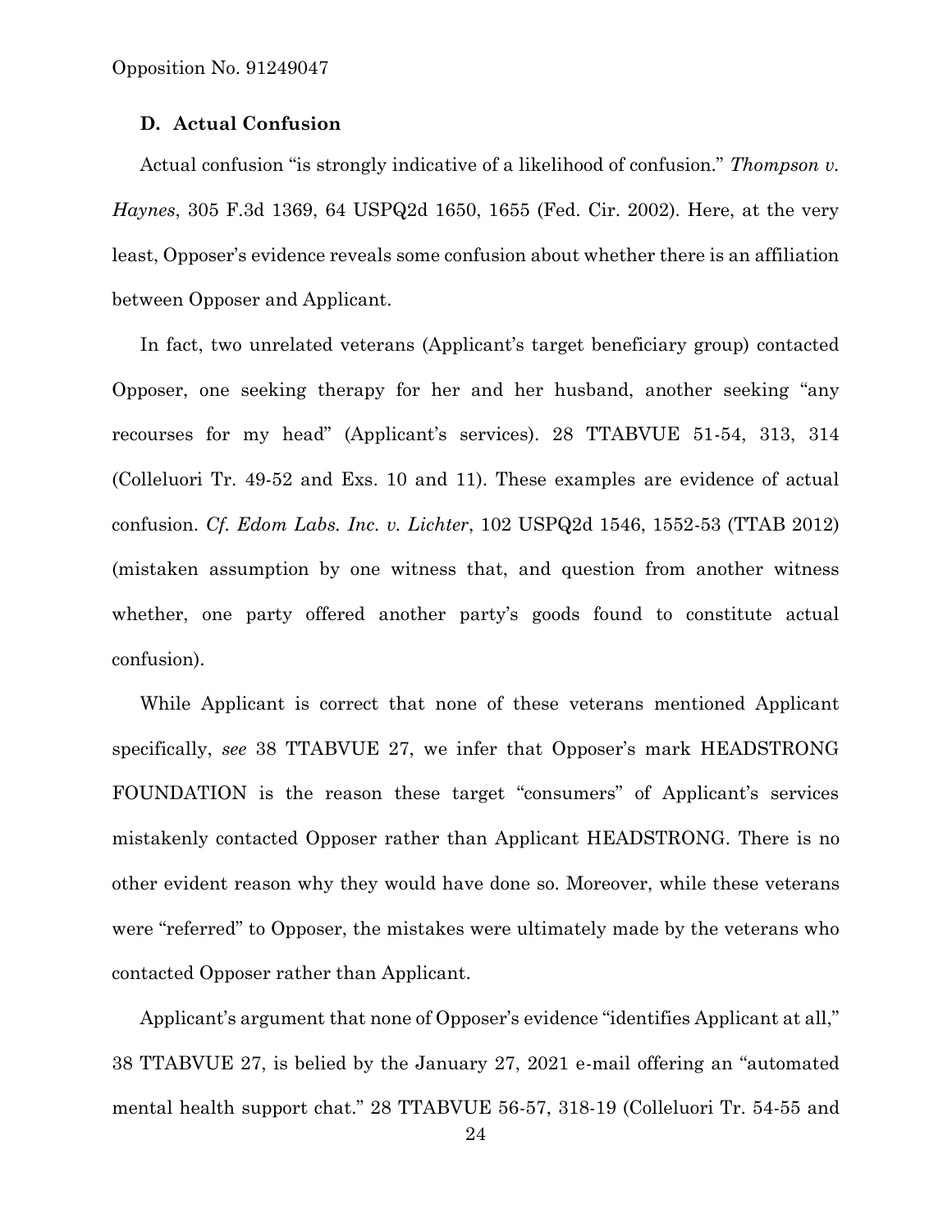### D. Actual Confusion

Actual confusion "is strongly indicative of a likelihood of confusion." *Thompson v. Haynes*, 305 F.3d 1369, 64 USPQ2d 1650, 1655 (Fed. Cir. 2002). Here, at the very least, Opposer's evidence reveals some confusion about whether there is an affiliation between Opposer and Applicant.

In fact, two unrelated veterans (Applicant's target beneficiary group) contacted Opposer, one seeking therapy for her and her husband, another seeking "any recourses for my head" (Applicant's services). 28 TTABVUE 51-54, 313, 314 (Colleluori Tr. 49-52 and Exs. 10 and 11). These examples are evidence of actual confusion. *Cf. Edom Labs. Inc. v. Lichter*, 102 USPQ2d 1546, 1552-53 (TTAB 2012) (mistaken assumption by one witness that, and question from another witness whether, one party offered another party's goods found to constitute actual confusion).

While Applicant is correct that none of these veterans mentioned Applicant specifically, *see* 38 TTABVUE 27, we infer that Opposer's mark HEADSTRONG FOUNDATION is the reason these target "consumers" of Applicant's services mistakenly contacted Opposer rather than Applicant HEADSTRONG. There is no other evident reason why they would have done so. Moreover, while these veterans were "referred" to Opposer, the mistakes were ultimately made by the veterans who contacted Opposer rather than Applicant.

Applicant's argument that none of Opposer's evidence "identifies Applicant at all," 38 TTABVUE 27, is belied by the January 27, 2021 e-mail offering an "automated mental health support chat." 28 TTABVUE 56-57, 318-19 (Colleluori Tr. 54-55 and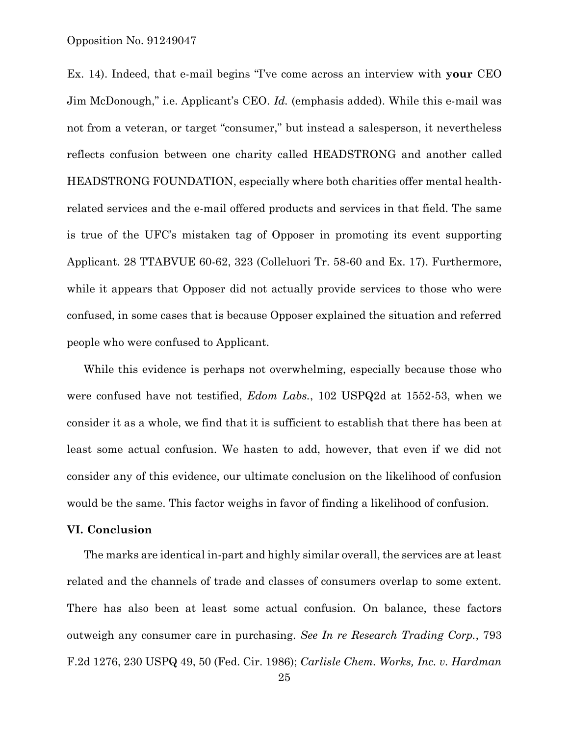Ex. 14). Indeed, that e-mail begins "I've come across an interview with **your** CEO Jim McDonough," i.e. Applicant's CEO. *Id.* (emphasis added). While this e-mail was not from a veteran, or target "consumer," but instead a salesperson, it nevertheless reflects confusion between one charity called HEADSTRONG and another called HEADSTRONG FOUNDATION, especially where both charities offer mental health-related services and the e-mail offered products and services in that field. The same is true of the UFC's mistaken tag of Opposer in promoting its event supporting Applicant. 28 TTABVUE 60-62, 323 (Colleluori Tr. 58-60 and Ex. 17). Furthermore, while it appears that Opposer did not actually provide services to those who were confused, in some cases that is because Opposer explained the situation and referred people who were confused to Applicant.

While this evidence is perhaps not overwhelming, especially because those who were confused have not testified, *Edom Labs.*, 102 USPQ2d at 1552-53, when we consider it as a whole, we find that it is sufficient to establish that there has been at least some actual confusion. We hasten to add, however, that even if we did not consider any of this evidence, our ultimate conclusion on the likelihood of confusion would be the same. This factor weighs in favor of finding a likelihood of confusion.

**VI. Conclusion**

The marks are identical in-part and highly similar overall, the services are at least related and the channels of trade and classes of consumers overlap to some extent. There has also been at least some actual confusion. On balance, these factors outweigh any consumer care in purchasing. *See In re Research Trading Corp.*, 793 F.2d 1276, 230 USPQ 49, 50 (Fed. Cir. 1986); *Carlisle Chem. Works, Inc. v. Hardman*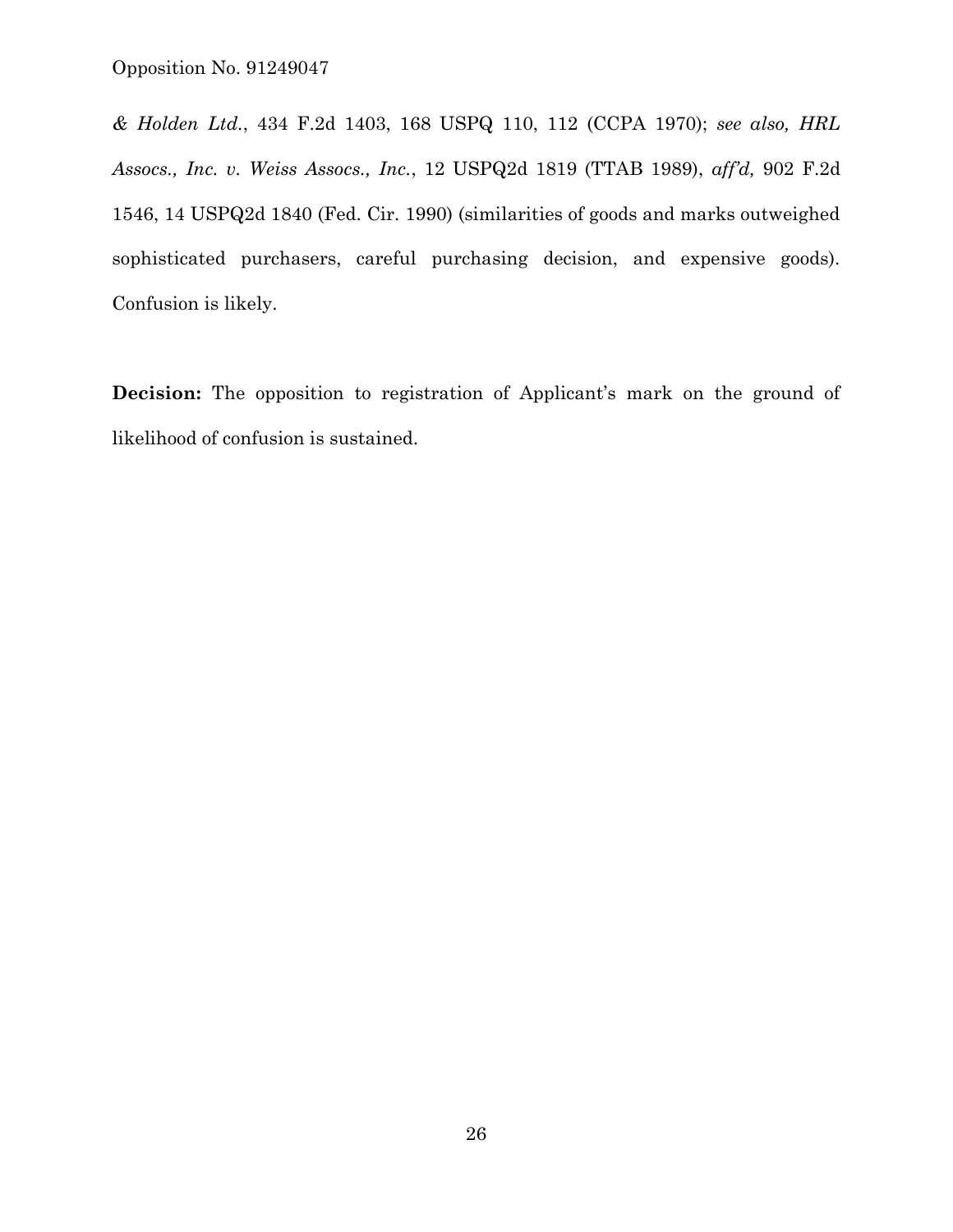*& Holden Ltd.*, 434 F.2d 1403, 168 USPQ 110, 112 (CCPA 1970); *see also, HRL Assocs., Inc. v. Weiss Assocs., Inc.*, 12 USPQ2d 1819 (TTAB 1989), *aff'd,* 902 F.2d 1546, 14 USPQ2d 1840 (Fed. Cir. 1990) (similarities of goods and marks outweighed sophisticated purchasers, careful purchasing decision, and expensive goods). Confusion is likely.

**Decision:** The opposition to registration of Applicant's mark on the ground of likelihood of confusion is sustained.